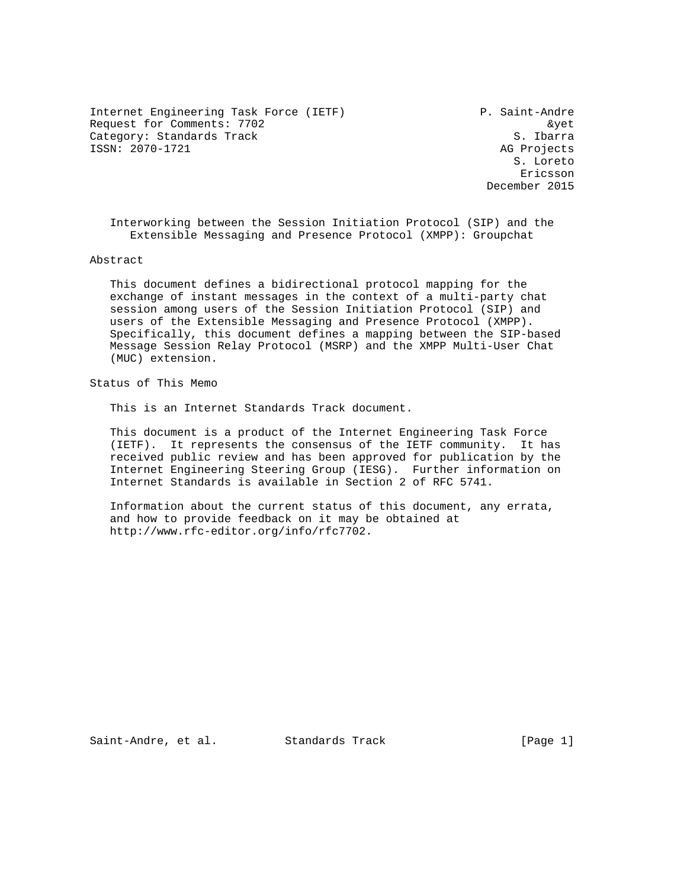Internet Engineering Task Force (IETF) P. Saint-Andre
Request for Comments: 7702 &yet
Category: Standards Track S. Ibarra
ISSN: 2070-1721 AG Projects
S. Loreto
Ericsson
December 2015

# Interworking between the Session Initiation Protocol (SIP) and the Extensible Messaging and Presence Protocol (XMPP): Groupchat

## Abstract

This document defines a bidirectional protocol mapping for the exchange of instant messages in the context of a multi-party chat session among users of the Session Initiation Protocol (SIP) and users of the Extensible Messaging and Presence Protocol (XMPP). Specifically, this document defines a mapping between the SIP-based Message Session Relay Protocol (MSRP) and the XMPP Multi-User Chat (MUC) extension.

## Status of This Memo

This is an Internet Standards Track document.

This document is a product of the Internet Engineering Task Force (IETF). It represents the consensus of the IETF community. It has received public review and has been approved for publication by the Internet Engineering Steering Group (IESG). Further information on Internet Standards is available in Section 2 of RFC 5741.

Information about the current status of this document, any errata, and how to provide feedback on it may be obtained at http://www.rfc-editor.org/info/rfc7702.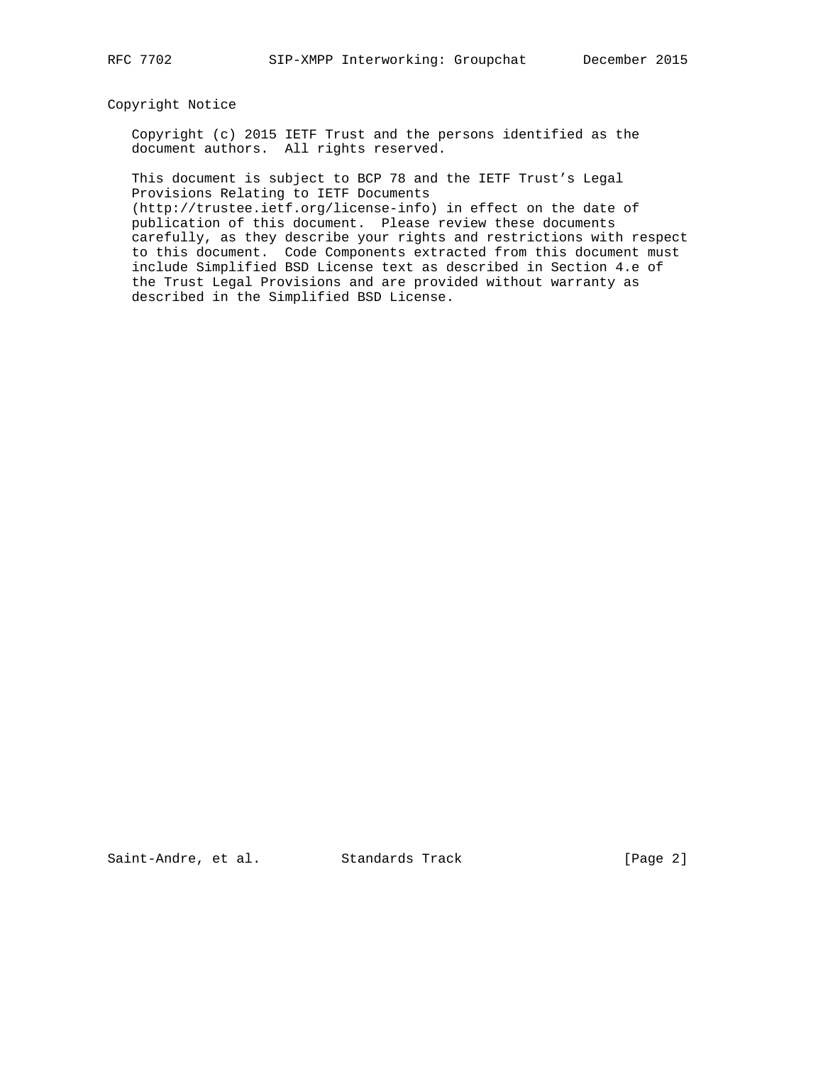## Copyright Notice

Copyright (c) 2015 IETF Trust and the persons identified as the document authors. All rights reserved.

This document is subject to BCP 78 and the IETF Trust's Legal Provisions Relating to IETF Documents (http://trustee.ietf.org/license-info) in effect on the date of publication of this document. Please review these documents carefully, as they describe your rights and restrictions with respect to this document. Code Components extracted from this document must include Simplified BSD License text as described in Section 4.e of the Trust Legal Provisions and are provided without warranty as described in the Simplified BSD License.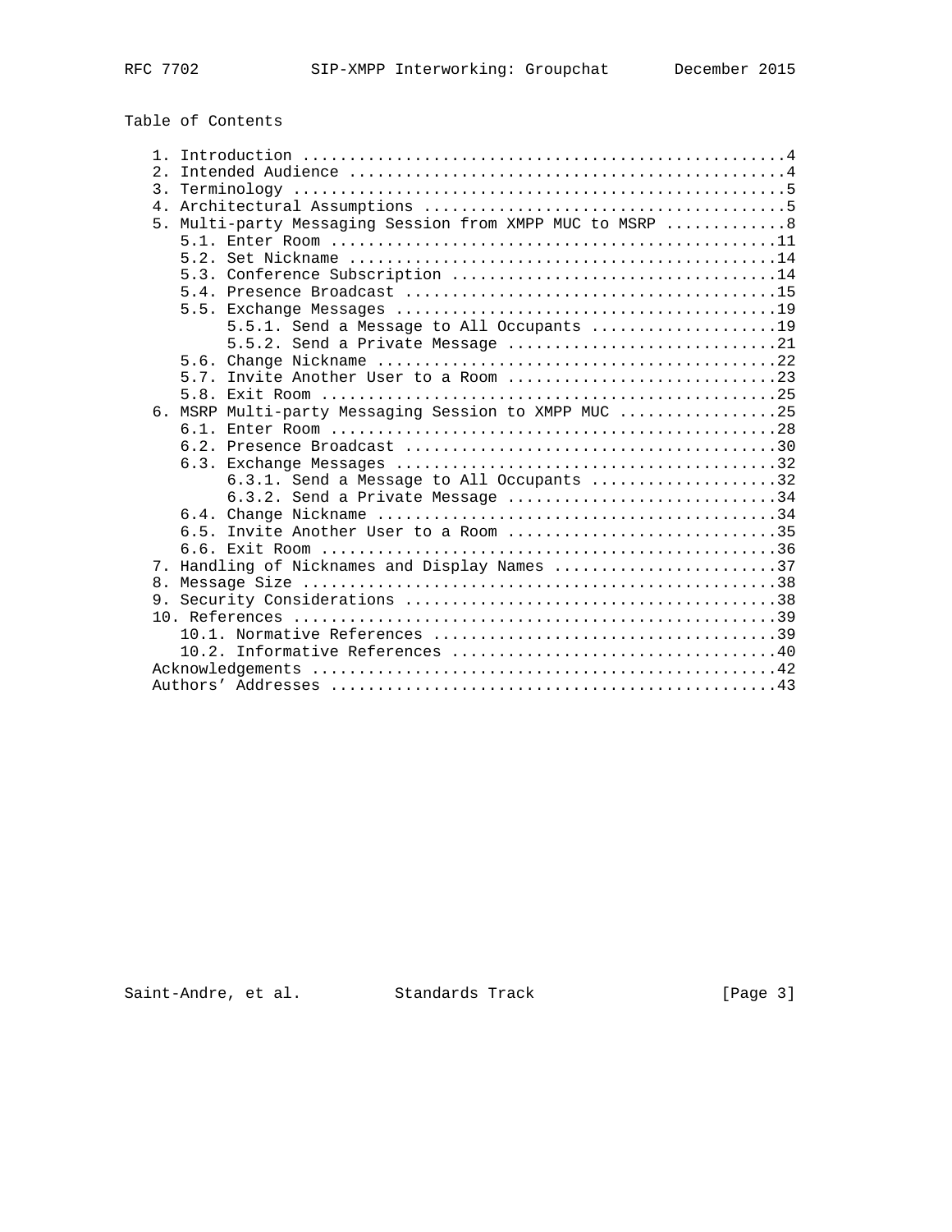## Table of Contents

```
   1. Introduction ....................................................4
   2. Intended Audience ...............................................4
   3. Terminology .....................................................5
   4. Architectural Assumptions .......................................5
   5. Multi-party Messaging Session from XMPP MUC to MSRP .............8
      5.1. Enter Room ................................................11
      5.2. Set Nickname ..............................................14
      5.3. Conference Subscription ...................................14
      5.4. Presence Broadcast ........................................15
      5.5. Exchange Messages .........................................19
           5.5.1. Send a Message to All Occupants ....................19
           5.5.2. Send a Private Message .............................21
      5.6. Change Nickname ...........................................22
      5.7. Invite Another User to a Room .............................23
      5.8. Exit Room .................................................25
   6. MSRP Multi-party Messaging Session to XMPP MUC .................25
      6.1. Enter Room ................................................28
      6.2. Presence Broadcast ........................................30
      6.3. Exchange Messages .........................................32
           6.3.1. Send a Message to All Occupants ....................32
           6.3.2. Send a Private Message .............................34
      6.4. Change Nickname ...........................................34
      6.5. Invite Another User to a Room .............................35
      6.6. Exit Room .................................................36
   7. Handling of Nicknames and Display Names ........................37
   8. Message Size ...................................................38
   9. Security Considerations ........................................38
   10. References ....................................................39
      10.1. Normative References .....................................39
      10.2. Informative References ...................................40
   Acknowledgements ..................................................42
   Authors' Addresses ................................................43
```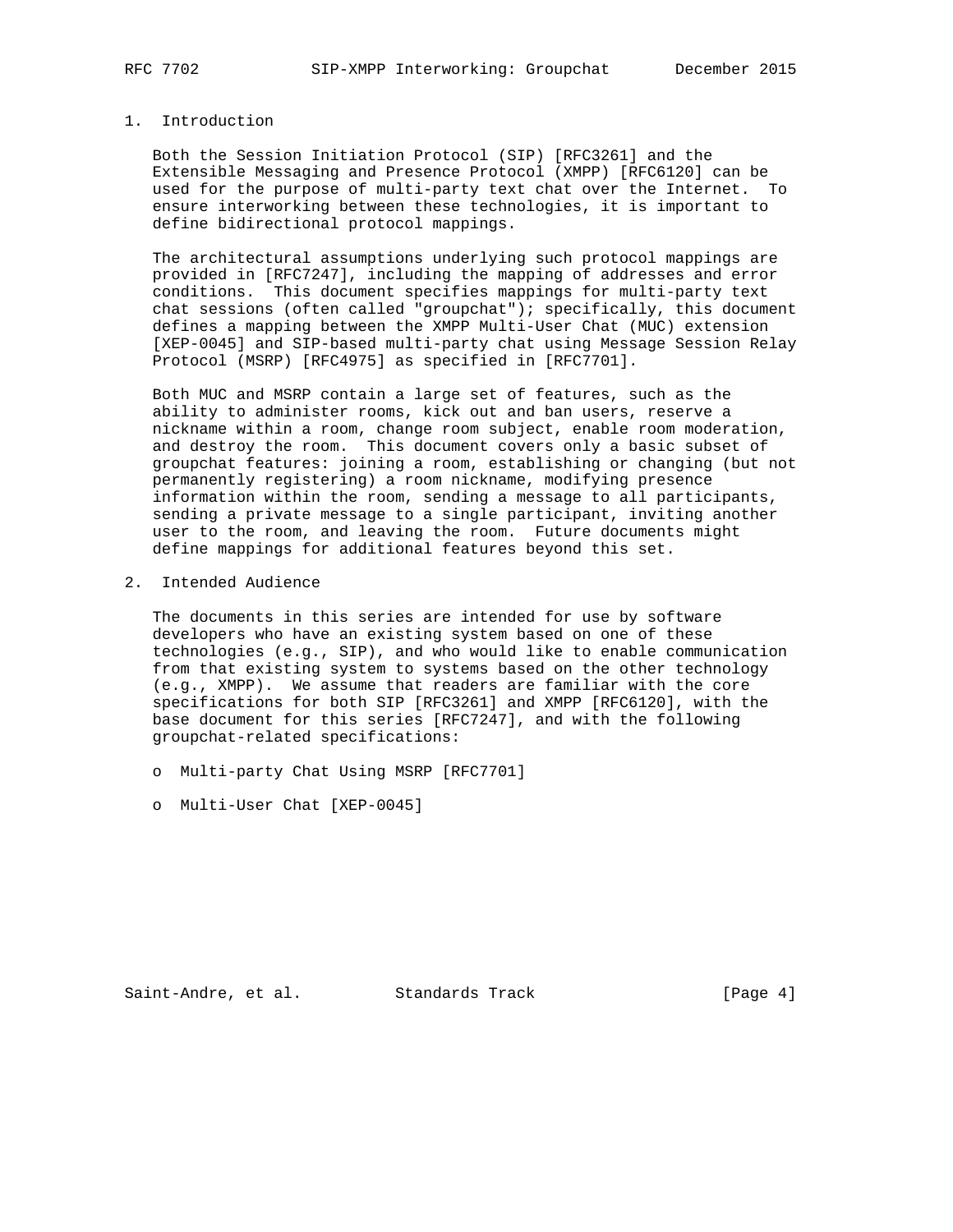## 1. Introduction

Both the Session Initiation Protocol (SIP) [RFC3261] and the Extensible Messaging and Presence Protocol (XMPP) [RFC6120] can be used for the purpose of multi-party text chat over the Internet. To ensure interworking between these technologies, it is important to define bidirectional protocol mappings.

The architectural assumptions underlying such protocol mappings are provided in [RFC7247], including the mapping of addresses and error conditions. This document specifies mappings for multi-party text chat sessions (often called "groupchat"); specifically, this document defines a mapping between the XMPP Multi-User Chat (MUC) extension [XEP-0045] and SIP-based multi-party chat using Message Session Relay Protocol (MSRP) [RFC4975] as specified in [RFC7701].

Both MUC and MSRP contain a large set of features, such as the ability to administer rooms, kick out and ban users, reserve a nickname within a room, change room subject, enable room moderation, and destroy the room. This document covers only a basic subset of groupchat features: joining a room, establishing or changing (but not permanently registering) a room nickname, modifying presence information within the room, sending a message to all participants, sending a private message to a single participant, inviting another user to the room, and leaving the room. Future documents might define mappings for additional features beyond this set.

## 2. Intended Audience

The documents in this series are intended for use by software developers who have an existing system based on one of these technologies (e.g., SIP), and who would like to enable communication from that existing system to systems based on the other technology (e.g., XMPP). We assume that readers are familiar with the core specifications for both SIP [RFC3261] and XMPP [RFC6120], with the base document for this series [RFC7247], and with the following groupchat-related specifications:

- Multi-party Chat Using MSRP [RFC7701]
- Multi-User Chat [XEP-0045]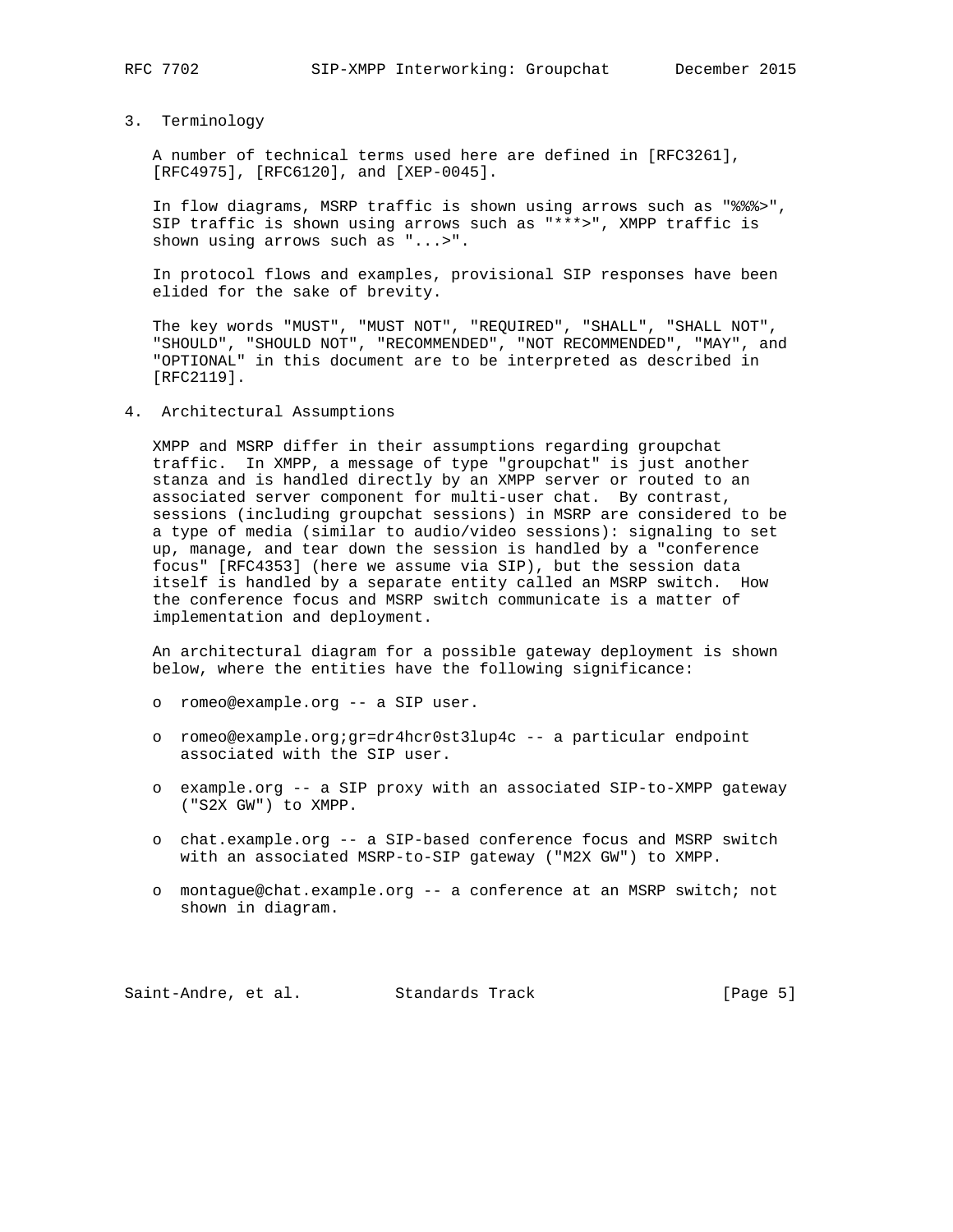## 3. Terminology

A number of technical terms used here are defined in [RFC3261], [RFC4975], [RFC6120], and [XEP-0045].

In flow diagrams, MSRP traffic is shown using arrows such as "%%%>", SIP traffic is shown using arrows such as "***>", XMPP traffic is shown using arrows such as "...>".

In protocol flows and examples, provisional SIP responses have been elided for the sake of brevity.

The key words "MUST", "MUST NOT", "REQUIRED", "SHALL", "SHALL NOT", "SHOULD", "SHOULD NOT", "RECOMMENDED", "NOT RECOMMENDED", "MAY", and "OPTIONAL" in this document are to be interpreted as described in [RFC2119].

## 4. Architectural Assumptions

XMPP and MSRP differ in their assumptions regarding groupchat traffic. In XMPP, a message of type "groupchat" is just another stanza and is handled directly by an XMPP server or routed to an associated server component for multi-user chat. By contrast, sessions (including groupchat sessions) in MSRP are considered to be a type of media (similar to audio/video sessions): signaling to set up, manage, and tear down the session is handled by a "conference focus" [RFC4353] (here we assume via SIP), but the session data itself is handled by a separate entity called an MSRP switch. How the conference focus and MSRP switch communicate is a matter of implementation and deployment.

An architectural diagram for a possible gateway deployment is shown below, where the entities have the following significance:

- romeo@example.org -- a SIP user.
- romeo@example.org;gr=dr4hcr0st3lup4c -- a particular endpoint associated with the SIP user.
- example.org -- a SIP proxy with an associated SIP-to-XMPP gateway ("S2X GW") to XMPP.
- chat.example.org -- a SIP-based conference focus and MSRP switch with an associated MSRP-to-SIP gateway ("M2X GW") to XMPP.
- montague@chat.example.org -- a conference at an MSRP switch; not shown in diagram.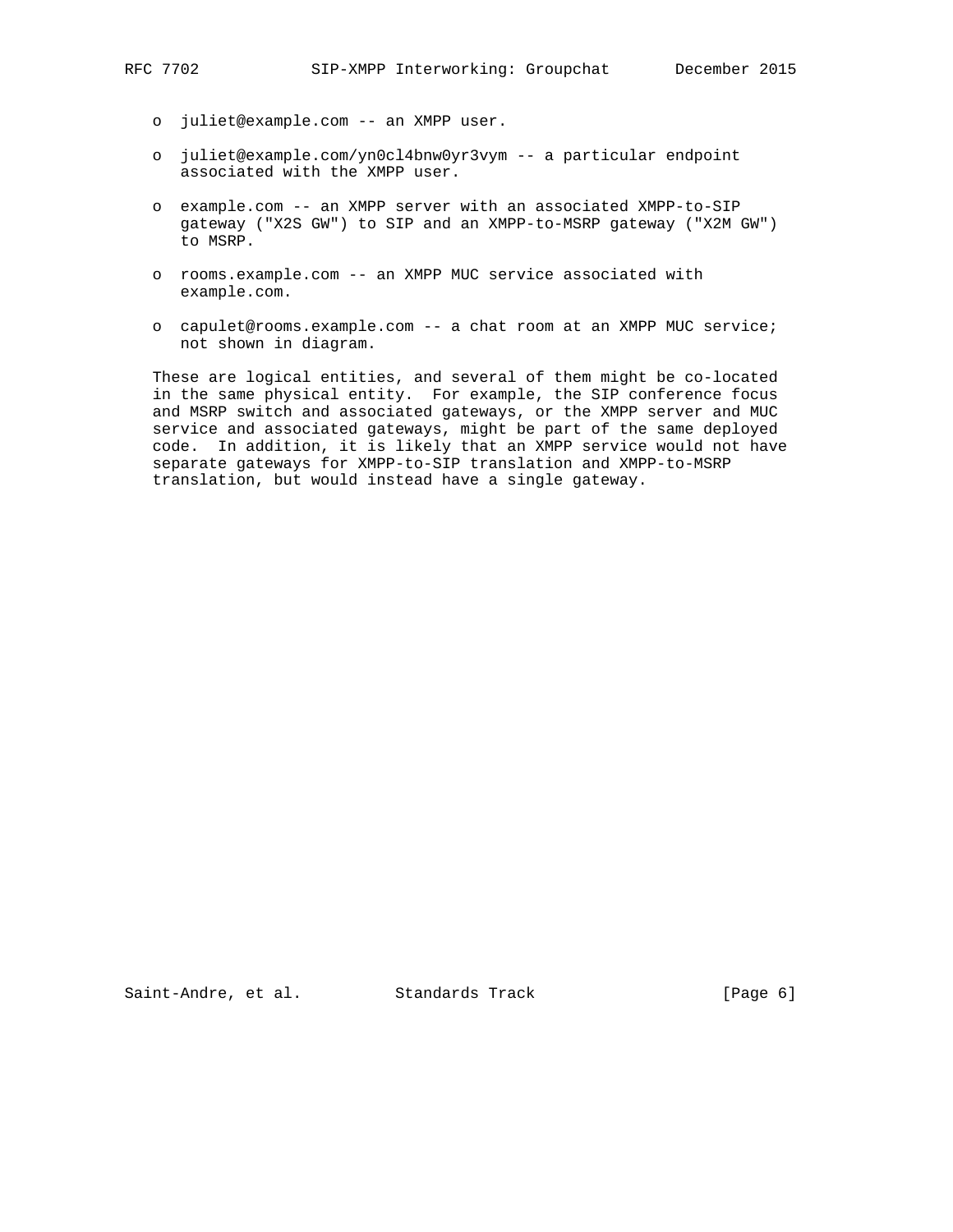- juliet@example.com -- an XMPP user.

- juliet@example.com/yn0cl4bnw0yr3vym -- a particular endpoint associated with the XMPP user.

- example.com -- an XMPP server with an associated XMPP-to-SIP gateway ("X2S GW") to SIP and an XMPP-to-MSRP gateway ("X2M GW") to MSRP.

- rooms.example.com -- an XMPP MUC service associated with example.com.

- capulet@rooms.example.com -- a chat room at an XMPP MUC service; not shown in diagram.

These are logical entities, and several of them might be co-located in the same physical entity. For example, the SIP conference focus and MSRP switch and associated gateways, or the XMPP server and MUC service and associated gateways, might be part of the same deployed code. In addition, it is likely that an XMPP service would not have separate gateways for XMPP-to-SIP translation and XMPP-to-MSRP translation, but would instead have a single gateway.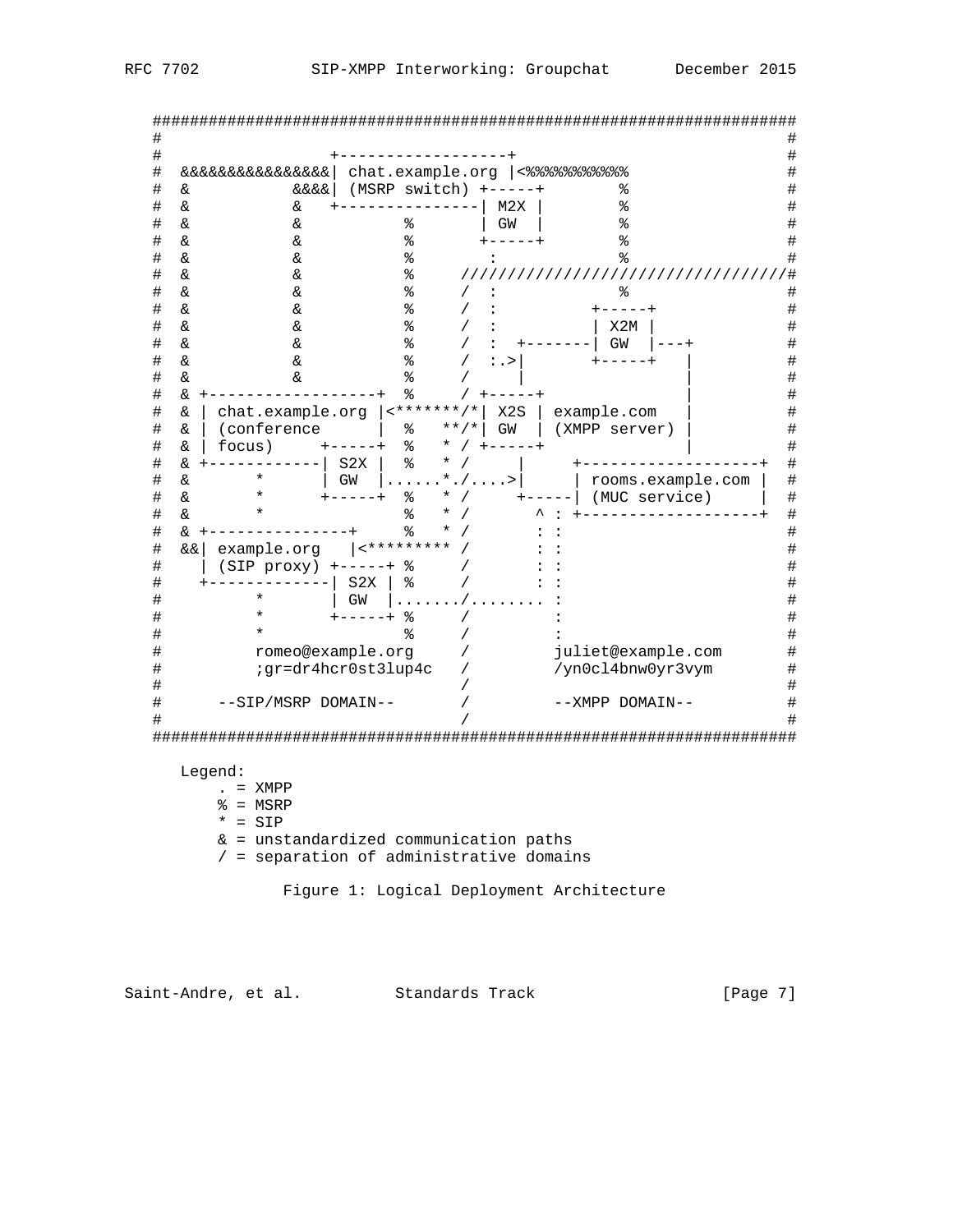```
   #####################################################################
   #                                                                   #
   #                 +------------------+                              #
   #  &&&&&&&&&&&&&&&| chat.example.org |<%%%%%%%%%%%                  #
   #  &           &&&&| (MSRP switch) +-----+         %                #
   #  &           &   +---------------| M2X |         %                #
   #  &           &          %        | GW  |         %                #
   #  &           &          %        +-----+         %                #
   #  &           &          %           :            %                #
   #  &           &          %     /////////////////////////////////////#
   #  &           &          %     /  :               %                #
   #  &           &          %     /  :          +-----+               #
   #  &           &          %     /  :          | X2M |               #
   #  &           &          %     /  :  +-------| GW  |---+           #
   #  &           &          %     /  :.>|       +-----+   |           #
   #  &           &          %     /     |                 |           #
   #  & +------------------+  %     / +-----+               |           #
   #  & | chat.example.org |<*******/*| X2S | example.com   |           #
   #  & | (conference      |  %   **/*| GW  | (XMPP server) |           #
   #  & | focus)     +-----+  %   * / +-----+               |           #
   #  & +------------| S2X |  %   * /     |      +-------------------+  #
   #  &       *      | GW  |......*./....>|      | rooms.example.com |  #
   #  &       *      +-----+  %   * /     +-----| (MUC service)     |  #
   #  &       *               %   * /       ^ : +-------------------+  #
   #  & +---------------+     %   * /       : :                        #
   #  &&| example.org   |<********* /       : :                        #
   #    | (SIP proxy) +-----+ %     /       : :                        #
   #    +-------------| S2X | %     /       : :                        #
   #          *       | GW  |......./........ :                        #
   #          *       +-----+ %     /         :                        #
   #          *               %     /         :                        #
   #         romeo@example.org      /        juliet@example.com        #
   #         ;gr=dr4hcr0st3lup4c    /        /yn0cl4bnw0yr3vym         #
   #                                /                                  #
   #      --SIP/MSRP DOMAIN--       /        --XMPP DOMAIN--           #
   #                                /                                  #
   #####################################################################

      Legend:
          . = XMPP
          % = MSRP
          * = SIP
          & = unstandardized communication paths
          / = separation of administrative domains

                Figure 1: Logical Deployment Architecture
```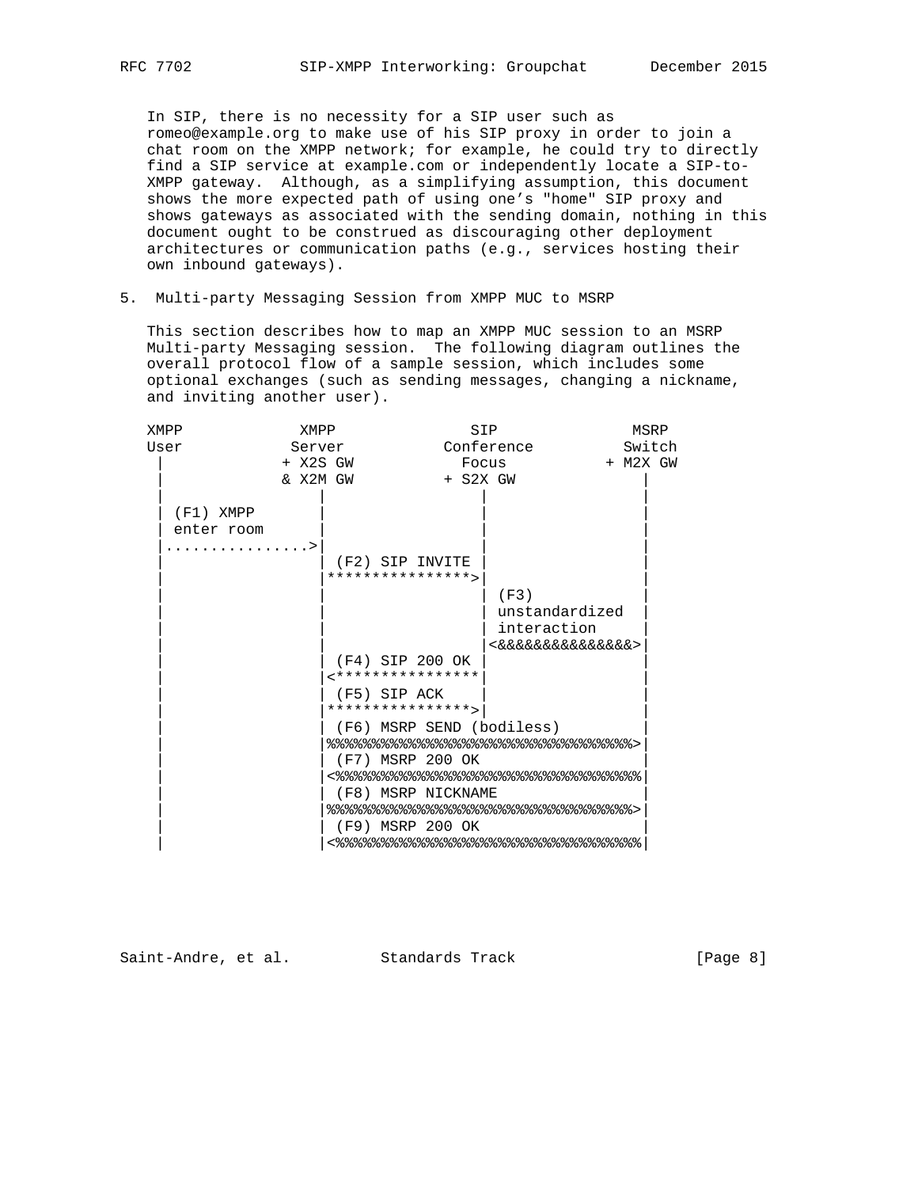In SIP, there is no necessity for a SIP user such as romeo@example.org to make use of his SIP proxy in order to join a chat room on the XMPP network; for example, he could try to directly find a SIP service at example.com or independently locate a SIP-to-XMPP gateway. Although, as a simplifying assumption, this document shows the more expected path of using one's "home" SIP proxy and shows gateways as associated with the sending domain, nothing in this document ought to be construed as discouraging other deployment architectures or communication paths (e.g., services hosting their own inbound gateways).

## 5. Multi-party Messaging Session from XMPP MUC to MSRP

This section describes how to map an XMPP MUC session to an MSRP Multi-party Messaging session. The following diagram outlines the overall protocol flow of a sample session, which includes some optional exchanges (such as sending messages, changing a nickname, and inviting another user).

```
XMPP             XMPP               SIP               MSRP
User            Server           Conference          Switch
 |             + X2S GW            Focus            + M2X GW
 |             & X2M GW          + S2X GW              |
 |                |                  |                 |
 | (F1) XMPP      |                  |                 |
 | enter room     |                  |                 |
 |...............>|                  |                 |
 |                | (F2) SIP INVITE  |                 |
 |                |*****************>|                 |
 |                |                  | (F3)            |
 |                |                  | unstandardized  |
 |                |                  | interaction     |
 |                |                  |<&&&&&&&&&&&&&&&>|
 |                | (F4) SIP 200 OK  |                 |
 |                |<*****************|                 |
 |                | (F5) SIP ACK     |                 |
 |                |*****************>|                 |
 |                | (F6) MSRP SEND (bodiless)          |
 |                |%%%%%%%%%%%%%%%%%%%%%%%%%%%%%%%%%%>|
 |                | (F7) MSRP 200 OK                   |
 |                |<%%%%%%%%%%%%%%%%%%%%%%%%%%%%%%%%%%|
 |                | (F8) MSRP NICKNAME                 |
 |                |%%%%%%%%%%%%%%%%%%%%%%%%%%%%%%%%%%>|
 |                | (F9) MSRP 200 OK                   |
 |                |<%%%%%%%%%%%%%%%%%%%%%%%%%%%%%%%%%%|
```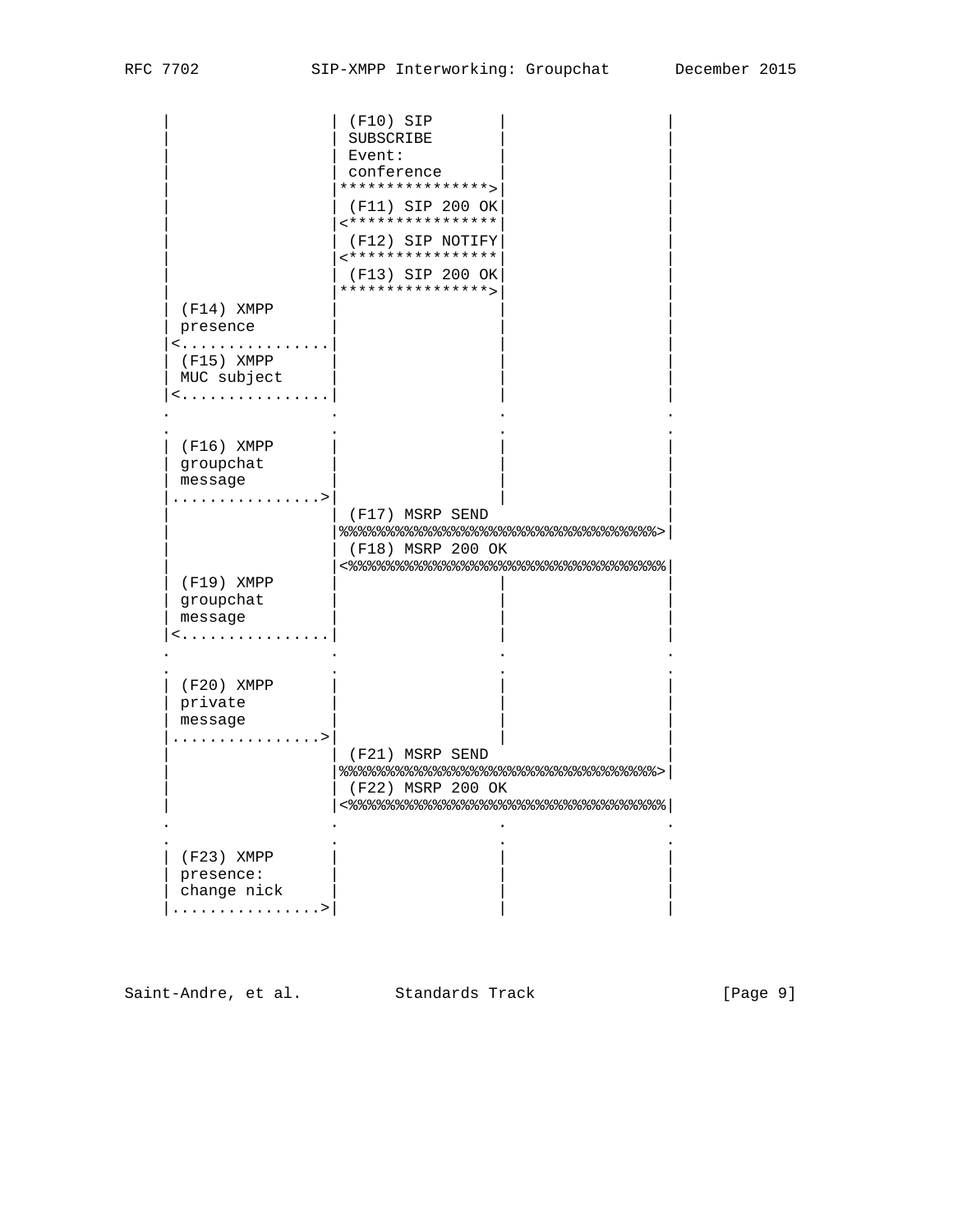```
     |                 | (F10) SIP       |                 |
     |                 | SUBSCRIBE       |                 |
     |                 | Event:          |                 |
     |                 | conference      |                 |
     |                 |****************>|                 |
     |                 | (F11) SIP 200 OK|                 |
     |                 |<****************|                 |
     |                 | (F12) SIP NOTIFY|                 |
     |                 |<****************|                 |
     |                 | (F13) SIP 200 OK|                 |
     |                 |****************>|                 |
     | (F14) XMPP      |                 |                 |
     | presence        |                 |                 |
     |<................|                 |                 |
     | (F15) XMPP      |                 |                 |
     | MUC subject     |                 |                 |
     |<................|                 |                 |
     .                 .                 .                 .
     .                 .                 .                 .
     | (F16) XMPP      |                 |                 |
     | groupchat       |                 |                 |
     | message         |                 |                 |
     |................>|                 |                 |
     |                 | (F17) MSRP SEND                   |
     |                 |%%%%%%%%%%%%%%%%%%%%%%%%%%%%%%%%%%>|
     |                 | (F18) MSRP 200 OK                 |
     |                 |<%%%%%%%%%%%%%%%%%%%%%%%%%%%%%%%%%%|
     | (F19) XMPP      |                 |                 |
     | groupchat       |                 |                 |
     | message         |                 |                 |
     |<................|                 |                 |
     .                 .                 .                 .
     .                 .                 .                 .
     | (F20) XMPP      |                 |                 |
     | private         |                 |                 |
     | message         |                 |                 |
     |................>|                 |                 |
     |                 | (F21) MSRP SEND                   |
     |                 |%%%%%%%%%%%%%%%%%%%%%%%%%%%%%%%%%%>|
     |                 | (F22) MSRP 200 OK                 |
     |                 |<%%%%%%%%%%%%%%%%%%%%%%%%%%%%%%%%%%|
     .                 .                 .                 .
     .                 .                 .                 .
     | (F23) XMPP      |                 |                 |
     | presence:       |                 |                 |
     | change nick     |                 |                 |
     |................>|                 |                 |
```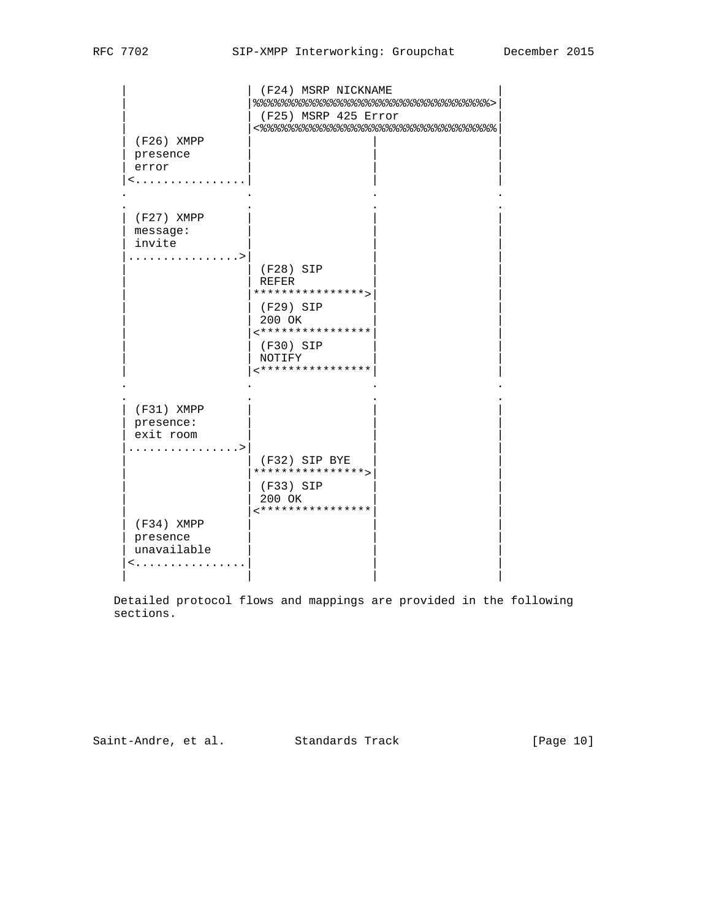```
     |                  | (F24) MSRP NICKNAME                  |
     |                  |%%%%%%%%%%%%%%%%%%%%%%%%%%%%%%%%%%%%%>|
     |                  | (F25) MSRP 425 Error                 |
     |                  |<%%%%%%%%%%%%%%%%%%%%%%%%%%%%%%%%%%%%%|
     | (F26) XMPP       |                 |                    |
     | presence         |                 |                    |
     | error            |                 |                    |
     |<.................|                 |                    |
     .                  .                 .                    .
     .                  .                 .                    .
     | (F27) XMPP       |                 |                    |
     | message:         |                 |                    |
     | invite           |                 |                    |
     |................>|                 |                    |
     |                  | (F28) SIP       |                    |
     |                  | REFER           |                    |
     |                  |****************>|                    |
     |                  | (F29) SIP       |                    |
     |                  | 200 OK          |                    |
     |                  |<****************|                    |
     |                  | (F30) SIP       |                    |
     |                  | NOTIFY          |                    |
     |                  |<****************|                    |
     .                  .                 .                    .
     .                  .                 .                    .
     | (F31) XMPP       |                 |                    |
     | presence:        |                 |                    |
     | exit room        |                 |                    |
     |................>|                 |                    |
     |                  | (F32) SIP BYE   |                    |
     |                  |****************>|                    |
     |                  | (F33) SIP       |                    |
     |                  | 200 OK          |                    |
     |                  |<****************|                    |
     | (F34) XMPP       |                 |                    |
     | presence         |                 |                    |
     | unavailable      |                 |                    |
     |<.................|                 |                    |
     |                  |                 |                    |
```

Detailed protocol flows and mappings are provided in the following sections.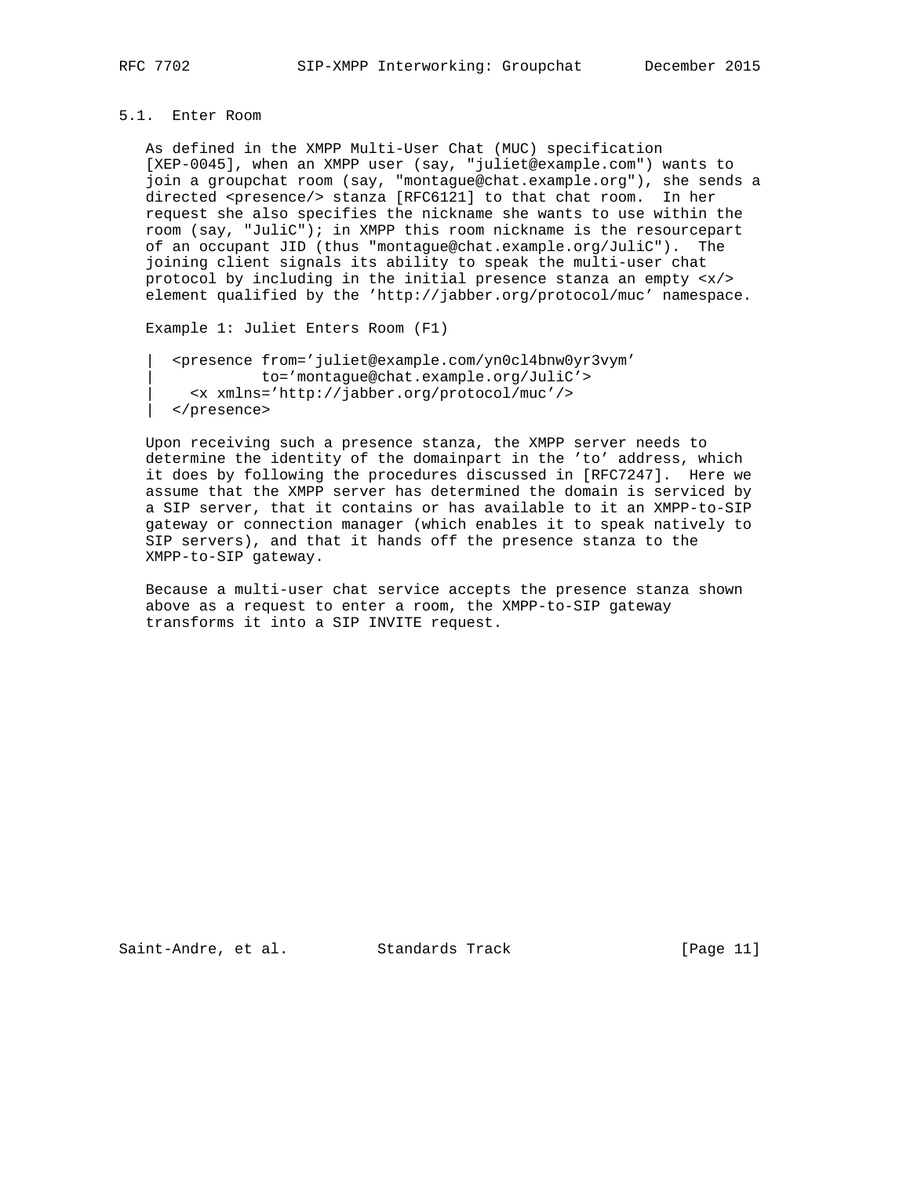### 5.1. Enter Room

As defined in the XMPP Multi-User Chat (MUC) specification [XEP-0045], when an XMPP user (say, "juliet@example.com") wants to join a groupchat room (say, "montague@chat.example.org"), she sends a directed <presence/> stanza [RFC6121] to that chat room. In her request she also specifies the nickname she wants to use within the room (say, "JuliC"); in XMPP this room nickname is the resourcepart of an occupant JID (thus "montague@chat.example.org/JuliC"). The joining client signals its ability to speak the multi-user chat protocol by including in the initial presence stanza an empty <x/> element qualified by the 'http://jabber.org/protocol/muc' namespace.

Example 1: Juliet Enters Room (F1)

```
|  <presence from='juliet@example.com/yn0cl4bnw0yr3vym'
|            to='montague@chat.example.org/JuliC'>
|    <x xmlns='http://jabber.org/protocol/muc'/>
|  </presence>
```

Upon receiving such a presence stanza, the XMPP server needs to determine the identity of the domainpart in the 'to' address, which it does by following the procedures discussed in [RFC7247]. Here we assume that the XMPP server has determined the domain is serviced by a SIP server, that it contains or has available to it an XMPP-to-SIP gateway or connection manager (which enables it to speak natively to SIP servers), and that it hands off the presence stanza to the XMPP-to-SIP gateway.

Because a multi-user chat service accepts the presence stanza shown above as a request to enter a room, the XMPP-to-SIP gateway transforms it into a SIP INVITE request.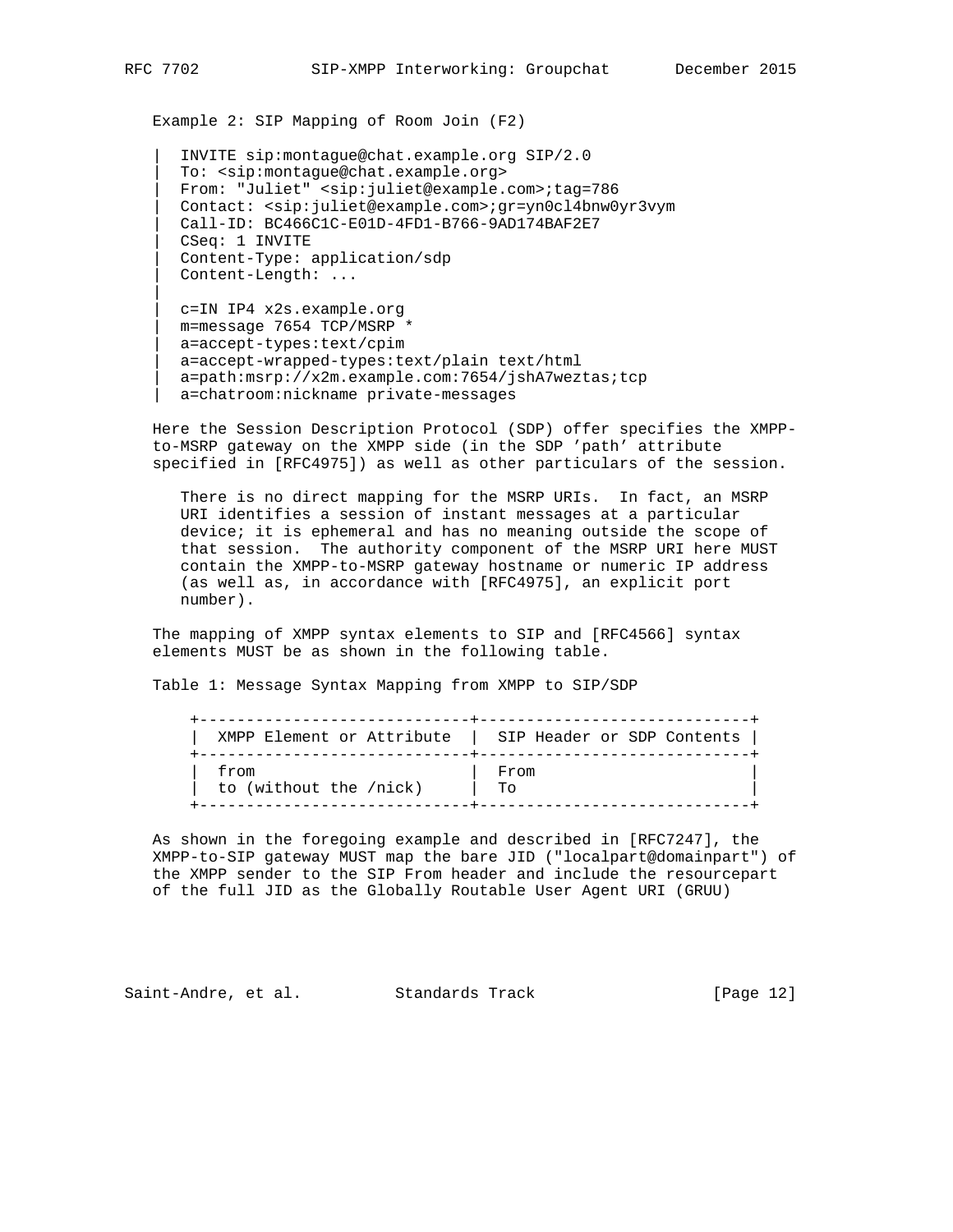Example 2: SIP Mapping of Room Join (F2)

```
|  INVITE sip:montague@chat.example.org SIP/2.0
|  To: <sip:montague@chat.example.org>
|  From: "Juliet" <sip:juliet@example.com>;tag=786
|  Contact: <sip:juliet@example.com>;gr=yn0cl4bnw0yr3vym
|  Call-ID: BC466C1C-E01D-4FD1-B766-9AD174BAF2E7
|  CSeq: 1 INVITE
|  Content-Type: application/sdp
|  Content-Length: ...
|
|  c=IN IP4 x2s.example.org
|  m=message 7654 TCP/MSRP *
|  a=accept-types:text/cpim
|  a=accept-wrapped-types:text/plain text/html
|  a=path:msrp://x2m.example.com:7654/jshA7weztas;tcp
|  a=chatroom:nickname private-messages
```

Here the Session Description Protocol (SDP) offer specifies the XMPP-to-MSRP gateway on the XMPP side (in the SDP 'path' attribute specified in [RFC4975]) as well as other particulars of the session.

> There is no direct mapping for the MSRP URIs. In fact, an MSRP URI identifies a session of instant messages at a particular device; it is ephemeral and has no meaning outside the scope of that session. The authority component of the MSRP URI here MUST contain the XMPP-to-MSRP gateway hostname or numeric IP address (as well as, in accordance with [RFC4975], an explicit port number).

The mapping of XMPP syntax elements to SIP and [RFC4566] syntax elements MUST be as shown in the following table.

Table 1: Message Syntax Mapping from XMPP to SIP/SDP

| XMPP Element or Attribute | SIP Header or SDP Contents |
|---|---|
| from | From |
| to (without the /nick) | To |

As shown in the foregoing example and described in [RFC7247], the XMPP-to-SIP gateway MUST map the bare JID ("localpart@domainpart") of the XMPP sender to the SIP From header and include the resourcepart of the full JID as the Globally Routable User Agent URI (GRUU)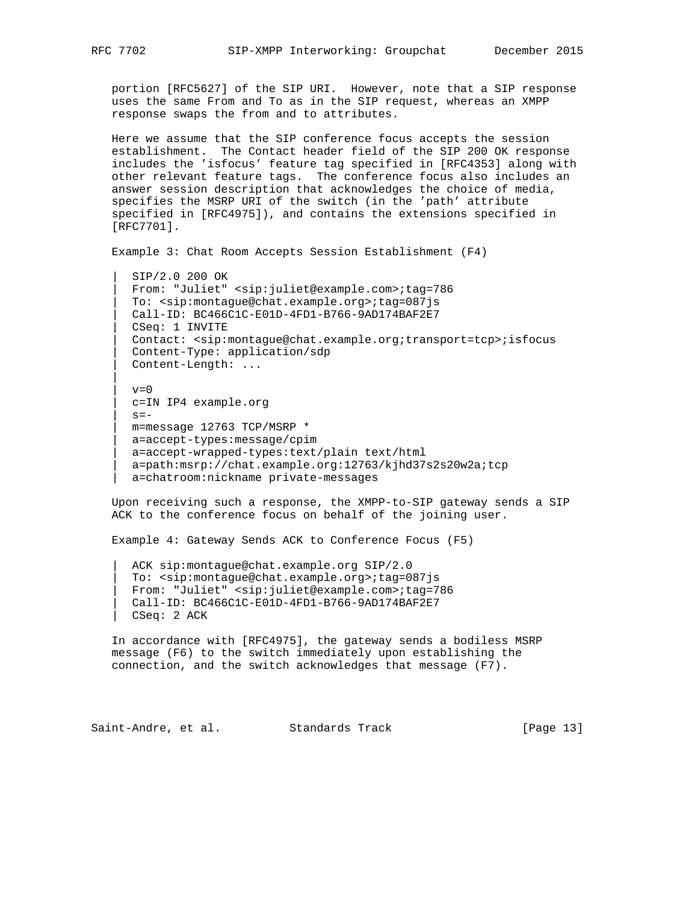portion [RFC5627] of the SIP URI. However, note that a SIP response uses the same From and To as in the SIP request, whereas an XMPP response swaps the from and to attributes.

Here we assume that the SIP conference focus accepts the session establishment. The Contact header field of the SIP 200 OK response includes the 'isfocus' feature tag specified in [RFC4353] along with other relevant feature tags. The conference focus also includes an answer session description that acknowledges the choice of media, specifies the MSRP URI of the switch (in the 'path' attribute specified in [RFC4975]), and contains the extensions specified in [RFC7701].

Example 3: Chat Room Accepts Session Establishment (F4)

```
|  SIP/2.0 200 OK
|  From: "Juliet" <sip:juliet@example.com>;tag=786
|  To: <sip:montague@chat.example.org>;tag=087js
|  Call-ID: BC466C1C-E01D-4FD1-B766-9AD174BAF2E7
|  CSeq: 1 INVITE
|  Contact: <sip:montague@chat.example.org;transport=tcp>;isfocus
|  Content-Type: application/sdp
|  Content-Length: ...
|
|  v=0
|  c=IN IP4 example.org
|  s=-
|  m=message 12763 TCP/MSRP *
|  a=accept-types:message/cpim
|  a=accept-wrapped-types:text/plain text/html
|  a=path:msrp://chat.example.org:12763/kjhd37s2s20w2a;tcp
|  a=chatroom:nickname private-messages
```

Upon receiving such a response, the XMPP-to-SIP gateway sends a SIP ACK to the conference focus on behalf of the joining user.

Example 4: Gateway Sends ACK to Conference Focus (F5)

```
|  ACK sip:montague@chat.example.org SIP/2.0
|  To: <sip:montague@chat.example.org>;tag=087js
|  From: "Juliet" <sip:juliet@example.com>;tag=786
|  Call-ID: BC466C1C-E01D-4FD1-B766-9AD174BAF2E7
|  CSeq: 2 ACK
```

In accordance with [RFC4975], the gateway sends a bodiless MSRP message (F6) to the switch immediately upon establishing the connection, and the switch acknowledges that message (F7).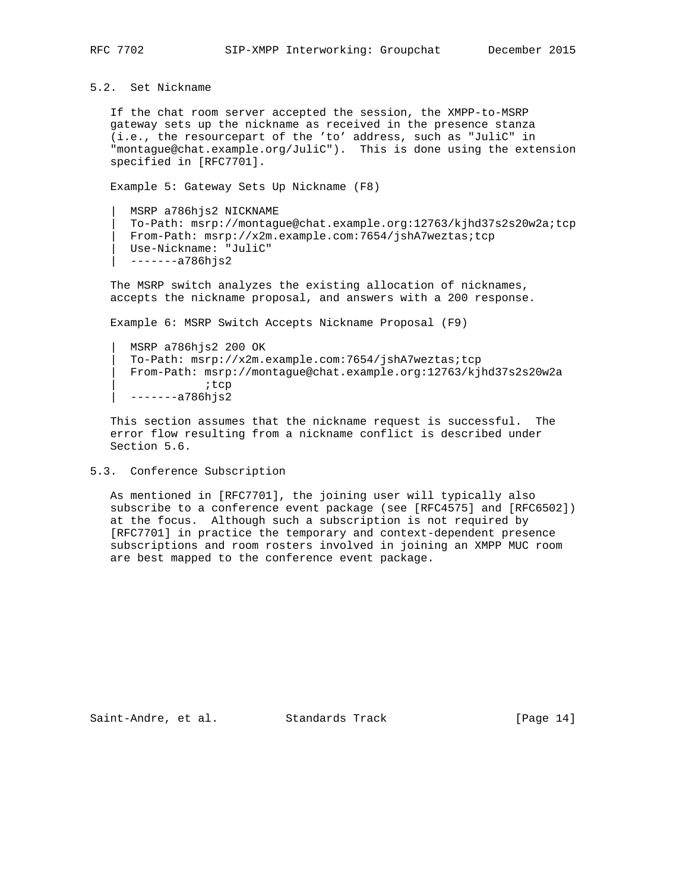## 5.2. Set Nickname

If the chat room server accepted the session, the XMPP-to-MSRP gateway sets up the nickname as received in the presence stanza (i.e., the resourcepart of the 'to' address, such as "JuliC" in "montague@chat.example.org/JuliC"). This is done using the extension specified in [RFC7701].

Example 5: Gateway Sets Up Nickname (F8)

```
|  MSRP a786hjs2 NICKNAME
|  To-Path: msrp://montague@chat.example.org:12763/kjhd37s2s20w2a;tcp
|  From-Path: msrp://x2m.example.com:7654/jshA7weztas;tcp
|  Use-Nickname: "JuliC"
|  -------a786hjs2
```

The MSRP switch analyzes the existing allocation of nicknames, accepts the nickname proposal, and answers with a 200 response.

Example 6: MSRP Switch Accepts Nickname Proposal (F9)

```
|  MSRP a786hjs2 200 OK
|  To-Path: msrp://x2m.example.com:7654/jshA7weztas;tcp
|  From-Path: msrp://montague@chat.example.org:12763/kjhd37s2s20w2a
|            ;tcp
|  -------a786hjs2
```

This section assumes that the nickname request is successful. The error flow resulting from a nickname conflict is described under Section 5.6.

## 5.3. Conference Subscription

As mentioned in [RFC7701], the joining user will typically also subscribe to a conference event package (see [RFC4575] and [RFC6502]) at the focus. Although such a subscription is not required by [RFC7701] in practice the temporary and context-dependent presence subscriptions and room rosters involved in joining an XMPP MUC room are best mapped to the conference event package.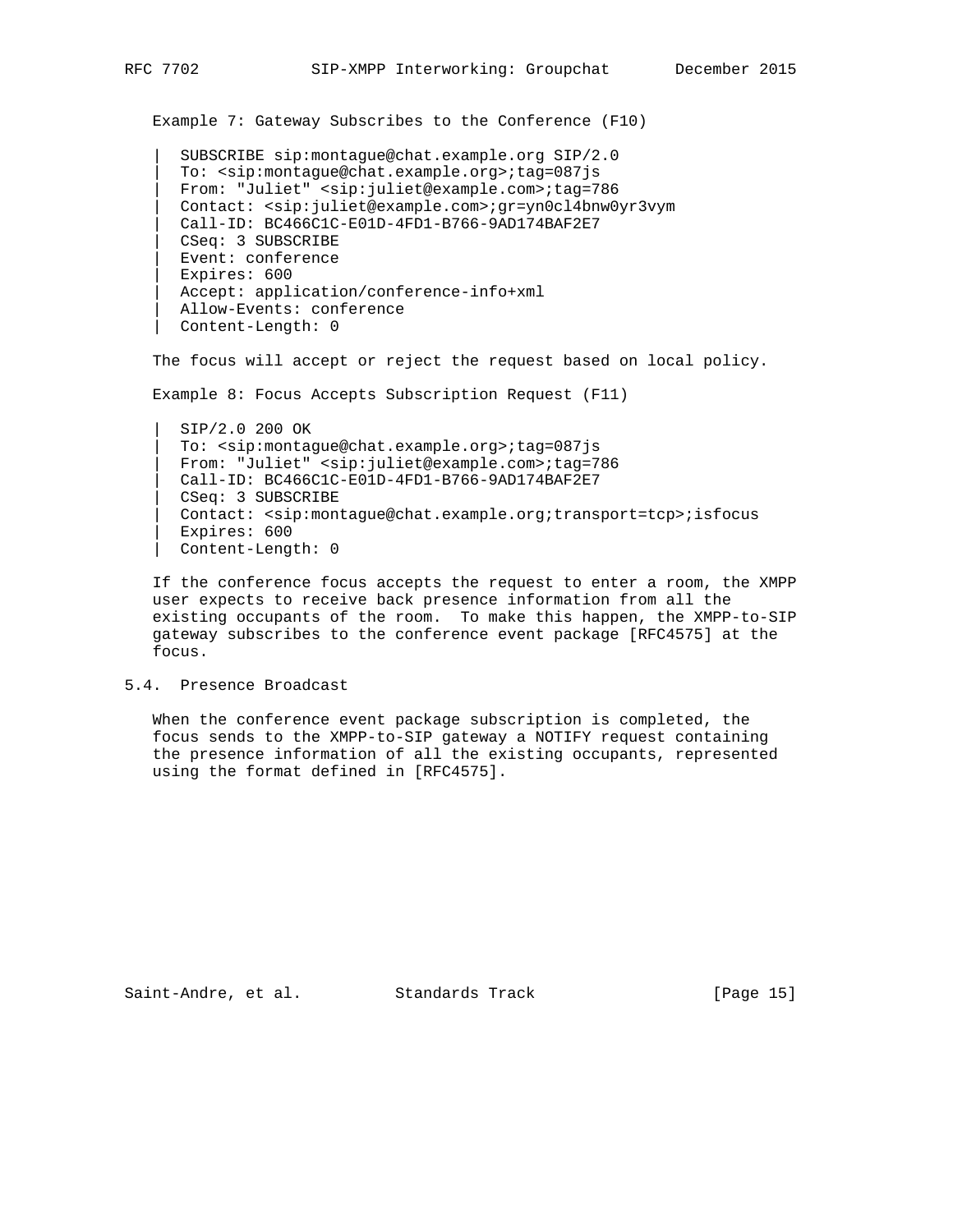Example 7: Gateway Subscribes to the Conference (F10)

```
| SUBSCRIBE sip:montague@chat.example.org SIP/2.0
| To: <sip:montague@chat.example.org>;tag=087js
| From: "Juliet" <sip:juliet@example.com>;tag=786
| Contact: <sip:juliet@example.com>;gr=yn0cl4bnw0yr3vym
| Call-ID: BC466C1C-E01D-4FD1-B766-9AD174BAF2E7
| CSeq: 3 SUBSCRIBE
| Event: conference
| Expires: 600
| Accept: application/conference-info+xml
| Allow-Events: conference
| Content-Length: 0
```

The focus will accept or reject the request based on local policy.

Example 8: Focus Accepts Subscription Request (F11)

```
| SIP/2.0 200 OK
| To: <sip:montague@chat.example.org>;tag=087js
| From: "Juliet" <sip:juliet@example.com>;tag=786
| Call-ID: BC466C1C-E01D-4FD1-B766-9AD174BAF2E7
| CSeq: 3 SUBSCRIBE
| Contact: <sip:montague@chat.example.org;transport=tcp>;isfocus
| Expires: 600
| Content-Length: 0
```

If the conference focus accepts the request to enter a room, the XMPP user expects to receive back presence information from all the existing occupants of the room. To make this happen, the XMPP-to-SIP gateway subscribes to the conference event package [RFC4575] at the focus.

## 5.4. Presence Broadcast

When the conference event package subscription is completed, the focus sends to the XMPP-to-SIP gateway a NOTIFY request containing the presence information of all the existing occupants, represented using the format defined in [RFC4575].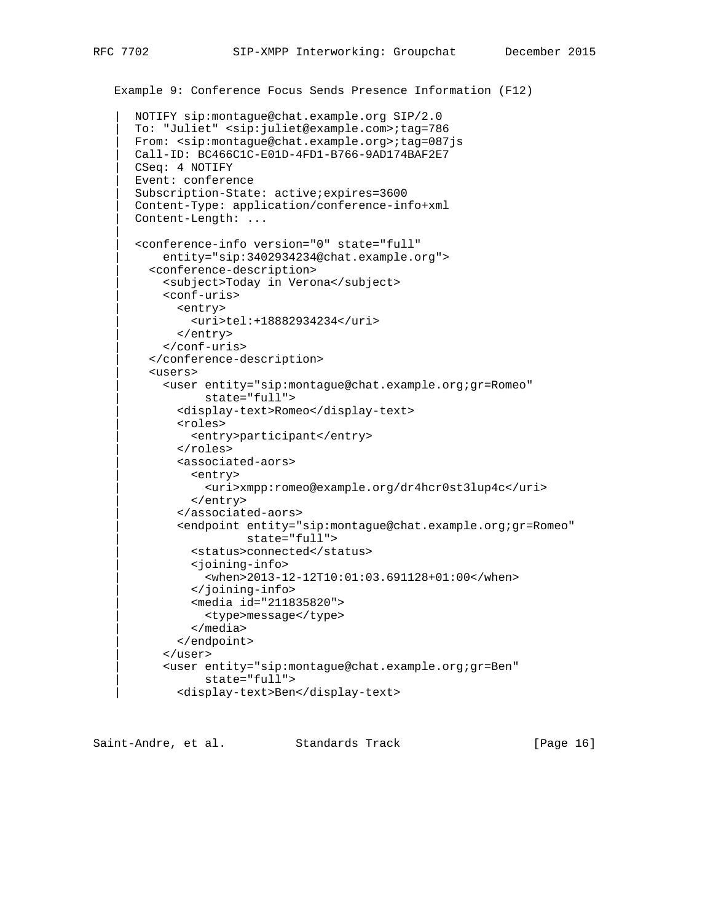Example 9: Conference Focus Sends Presence Information (F12)

```
|  NOTIFY sip:montague@chat.example.org SIP/2.0
|  To: "Juliet" <sip:juliet@example.com>;tag=786
|  From: <sip:montague@chat.example.org>;tag=087js
|  Call-ID: BC466C1C-E01D-4FD1-B766-9AD174BAF2E7
|  CSeq: 4 NOTIFY
|  Event: conference
|  Subscription-State: active;expires=3600
|  Content-Type: application/conference-info+xml
|  Content-Length: ...
|
|  <conference-info version="0" state="full"
|      entity="sip:3402934234@chat.example.org">
|    <conference-description>
|      <subject>Today in Verona</subject>
|      <conf-uris>
|        <entry>
|          <uri>tel:+18882934234</uri>
|        </entry>
|      </conf-uris>
|    </conference-description>
|    <users>
|      <user entity="sip:montague@chat.example.org;gr=Romeo"
|            state="full">
|        <display-text>Romeo</display-text>
|        <roles>
|          <entry>participant</entry>
|        </roles>
|        <associated-aors>
|          <entry>
|            <uri>xmpp:romeo@example.org/dr4hcr0st3lup4c</uri>
|          </entry>
|        </associated-aors>
|        <endpoint entity="sip:montague@chat.example.org;gr=Romeo"
|                  state="full">
|          <status>connected</status>
|          <joining-info>
|            <when>2013-12-12T10:01:03.691128+01:00</when>
|          </joining-info>
|          <media id="211835820">
|            <type>message</type>
|          </media>
|        </endpoint>
|      </user>
|      <user entity="sip:montague@chat.example.org;gr=Ben"
|            state="full">
|        <display-text>Ben</display-text>
```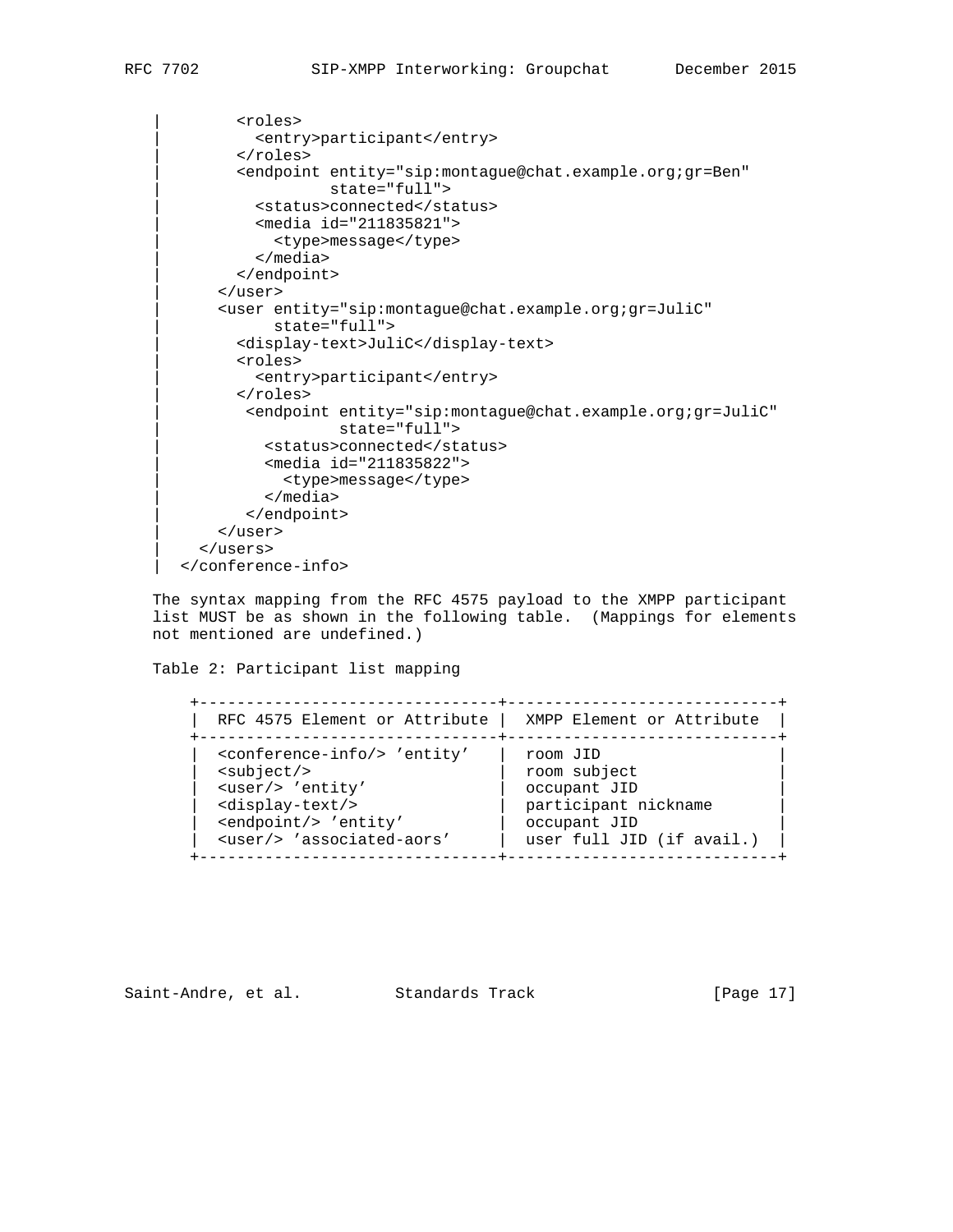```
   |        <roles>
   |          <entry>participant</entry>
   |        </roles>
   |        <endpoint entity="sip:montague@chat.example.org;gr=Ben"
   |                  state="full">
   |          <status>connected</status>
   |          <media id="211835821">
   |            <type>message</type>
   |          </media>
   |        </endpoint>
   |      </user>
   |      <user entity="sip:montague@chat.example.org;gr=JuliC"
   |            state="full">
   |        <display-text>JuliC</display-text>
   |        <roles>
   |          <entry>participant</entry>
   |        </roles>
   |         <endpoint entity="sip:montague@chat.example.org;gr=JuliC"
   |                   state="full">
   |           <status>connected</status>
   |           <media id="211835822">
   |             <type>message</type>
   |           </media>
   |         </endpoint>
   |      </user>
   |    </users>
   |  </conference-info>
```

The syntax mapping from the RFC 4575 payload to the XMPP participant list MUST be as shown in the following table. (Mappings for elements not mentioned are undefined.)

Table 2: Participant list mapping

| RFC 4575 Element or Attribute | XMPP Element or Attribute |
|---|---|
| <conference-info/> 'entity' | room JID |
| <subject/> | room subject |
| <user/> 'entity' | occupant JID |
| <display-text/> | participant nickname |
| <endpoint/> 'entity' | occupant JID |
| <user/> 'associated-aors' | user full JID (if avail.) |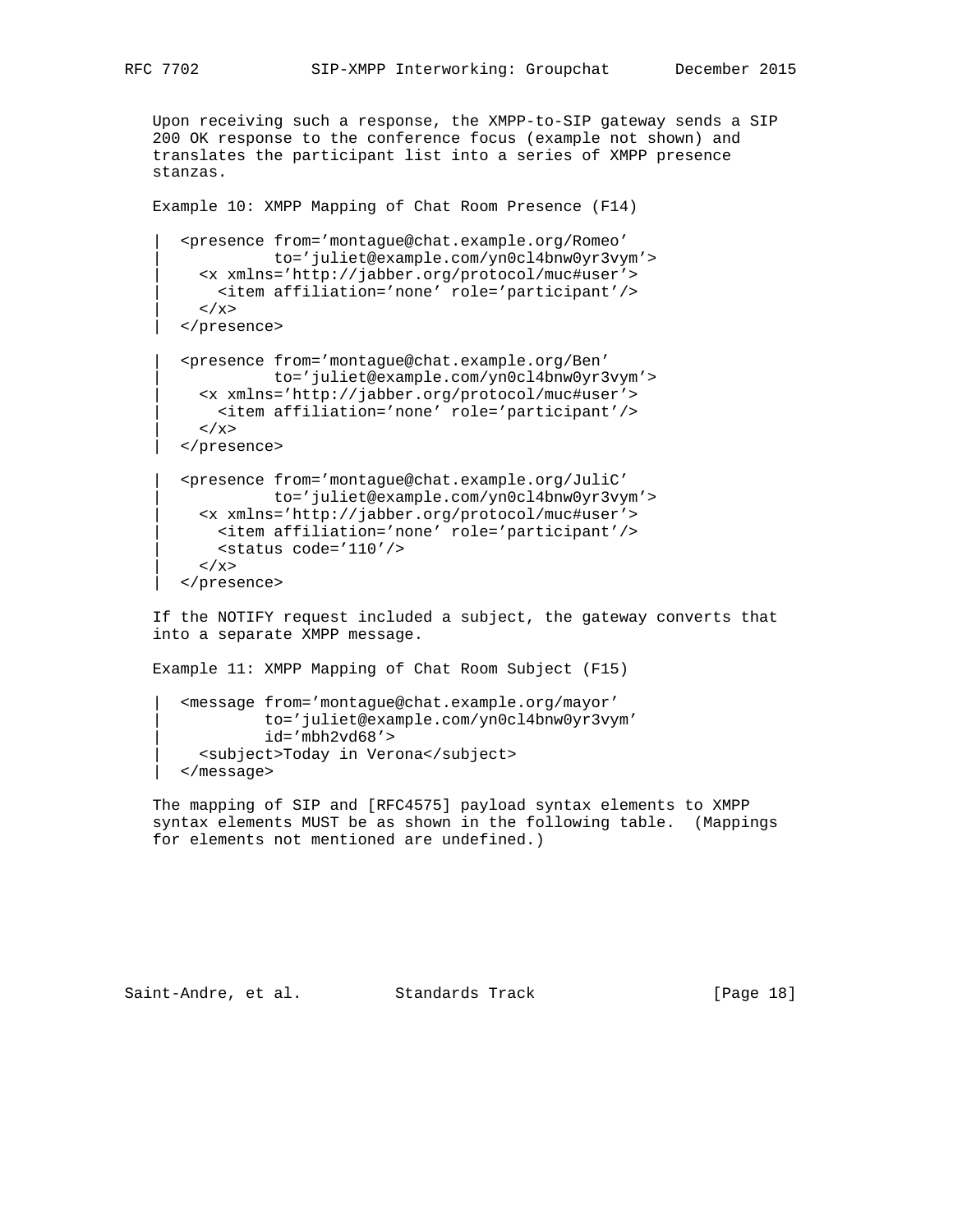Upon receiving such a response, the XMPP-to-SIP gateway sends a SIP 200 OK response to the conference focus (example not shown) and translates the participant list into a series of XMPP presence stanzas.

Example 10: XMPP Mapping of Chat Room Presence (F14)

```
|  <presence from='montague@chat.example.org/Romeo'
|            to='juliet@example.com/yn0cl4bnw0yr3vym'>
|    <x xmlns='http://jabber.org/protocol/muc#user'>
|      <item affiliation='none' role='participant'/>
|    </x>
|  </presence>

|  <presence from='montague@chat.example.org/Ben'
|            to='juliet@example.com/yn0cl4bnw0yr3vym'>
|    <x xmlns='http://jabber.org/protocol/muc#user'>
|      <item affiliation='none' role='participant'/>
|    </x>
|  </presence>

|  <presence from='montague@chat.example.org/JuliC'
|            to='juliet@example.com/yn0cl4bnw0yr3vym'>
|    <x xmlns='http://jabber.org/protocol/muc#user'>
|      <item affiliation='none' role='participant'/>
|      <status code='110'/>
|    </x>
|  </presence>
```

If the NOTIFY request included a subject, the gateway converts that into a separate XMPP message.

Example 11: XMPP Mapping of Chat Room Subject (F15)

```
|  <message from='montague@chat.example.org/mayor'
|           to='juliet@example.com/yn0cl4bnw0yr3vym'
|           id='mbh2vd68'>
|    <subject>Today in Verona</subject>
|  </message>
```

The mapping of SIP and [RFC4575] payload syntax elements to XMPP syntax elements MUST be as shown in the following table. (Mappings for elements not mentioned are undefined.)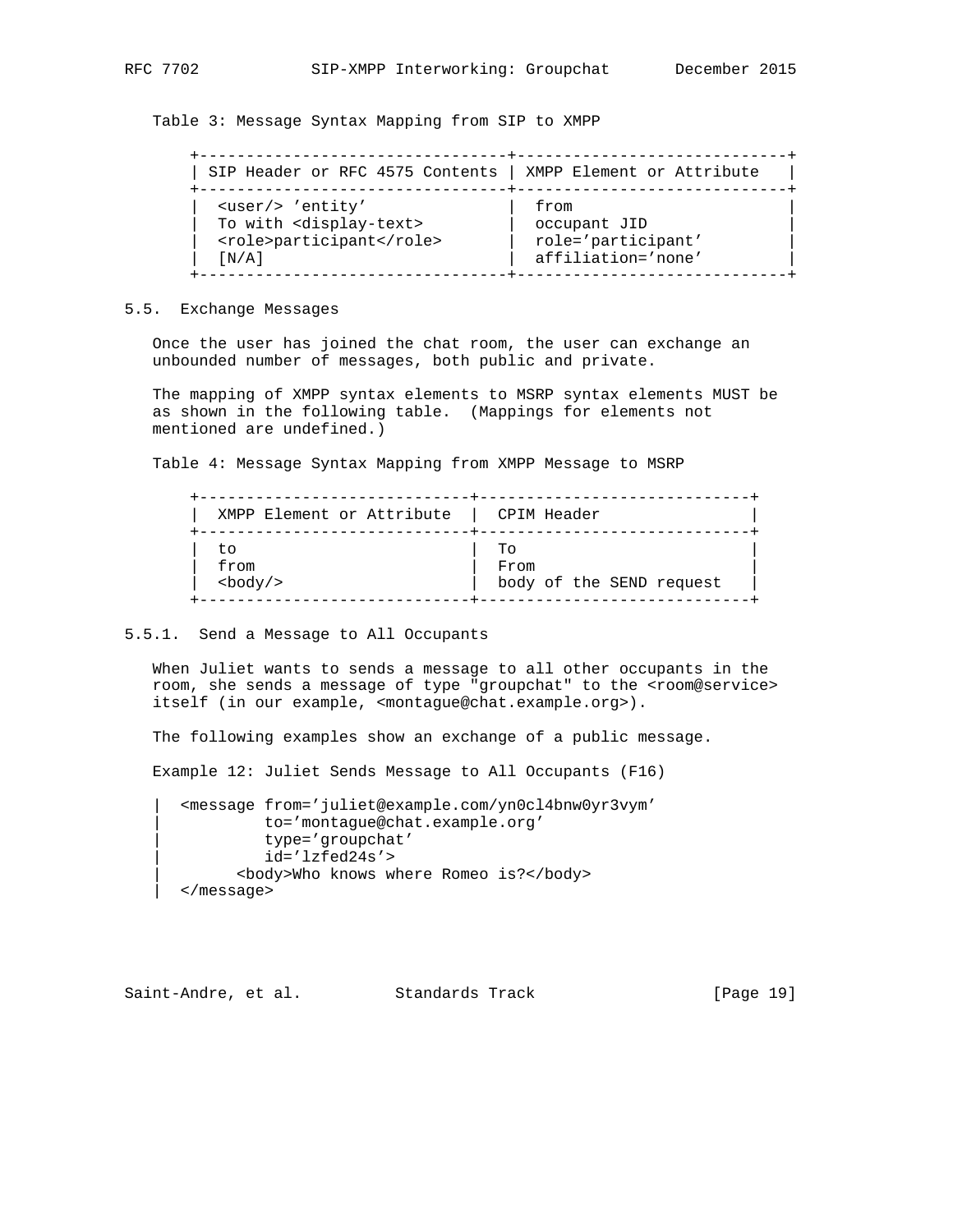Table 3: Message Syntax Mapping from SIP to XMPP

| SIP Header or RFC 4575 Contents | XMPP Element or Attribute |
|---|---|
| <user/> 'entity' | from |
| To with <display-text> | occupant JID |
| <role>participant</role> | role='participant' |
| [N/A] | affiliation='none' |

### 5.5. Exchange Messages

Once the user has joined the chat room, the user can exchange an unbounded number of messages, both public and private.

The mapping of XMPP syntax elements to MSRP syntax elements MUST be as shown in the following table. (Mappings for elements not mentioned are undefined.)

Table 4: Message Syntax Mapping from XMPP Message to MSRP

| XMPP Element or Attribute | CPIM Header |
|---|---|
| to | To |
| from | From |
| <body/> | body of the SEND request |

#### 5.5.1. Send a Message to All Occupants

When Juliet wants to sends a message to all other occupants in the room, she sends a message of type "groupchat" to the <room@service> itself (in our example, <montague@chat.example.org>).

The following examples show an exchange of a public message.

Example 12: Juliet Sends Message to All Occupants (F16)

```
|  <message from='juliet@example.com/yn0cl4bnw0yr3vym'
|           to='montague@chat.example.org'
|           type='groupchat'
|           id='lzfed24s'>
|       <body>Who knows where Romeo is?</body>
|  </message>
```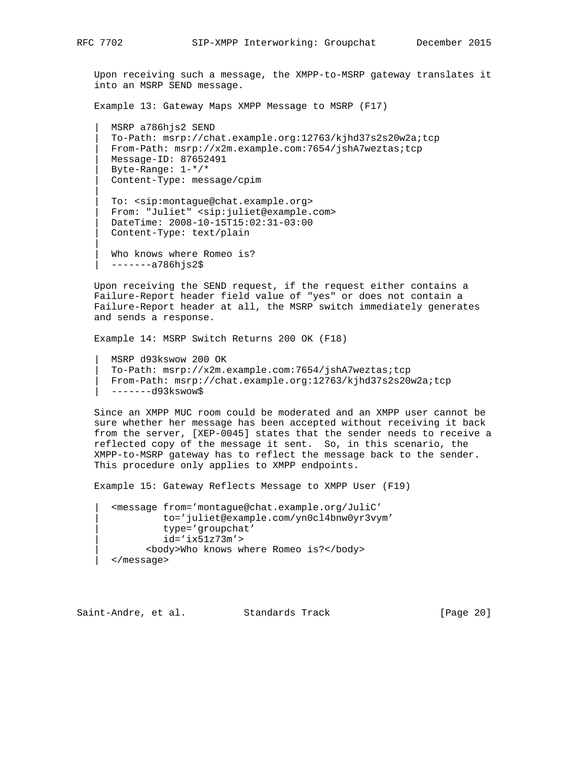Upon receiving such a message, the XMPP-to-MSRP gateway translates it into an MSRP SEND message.

Example 13: Gateway Maps XMPP Message to MSRP (F17)

```
|  MSRP a786hjs2 SEND
|  To-Path: msrp://chat.example.org:12763/kjhd37s2s20w2a;tcp
|  From-Path: msrp://x2m.example.com:7654/jshA7weztas;tcp
|  Message-ID: 87652491
|  Byte-Range: 1-*/*
|  Content-Type: message/cpim
|
|  To: <sip:montague@chat.example.org>
|  From: "Juliet" <sip:juliet@example.com>
|  DateTime: 2008-10-15T15:02:31-03:00
|  Content-Type: text/plain
|
|  Who knows where Romeo is?
|  -------a786hjs2$
```

Upon receiving the SEND request, if the request either contains a Failure-Report header field value of "yes" or does not contain a Failure-Report header at all, the MSRP switch immediately generates and sends a response.

Example 14: MSRP Switch Returns 200 OK (F18)

```
|  MSRP d93kswow 200 OK
|  To-Path: msrp://x2m.example.com:7654/jshA7weztas;tcp
|  From-Path: msrp://chat.example.org:12763/kjhd37s2s20w2a;tcp
|  -------d93kswow$
```

Since an XMPP MUC room could be moderated and an XMPP user cannot be sure whether her message has been accepted without receiving it back from the server, [XEP-0045] states that the sender needs to receive a reflected copy of the message it sent. So, in this scenario, the XMPP-to-MSRP gateway has to reflect the message back to the sender. This procedure only applies to XMPP endpoints.

Example 15: Gateway Reflects Message to XMPP User (F19)

```
|  <message from='montague@chat.example.org/JuliC'
|           to='juliet@example.com/yn0cl4bnw0yr3vym'
|           type='groupchat'
|           id='ix51z73m'>
|        <body>Who knows where Romeo is?</body>
|  </message>
```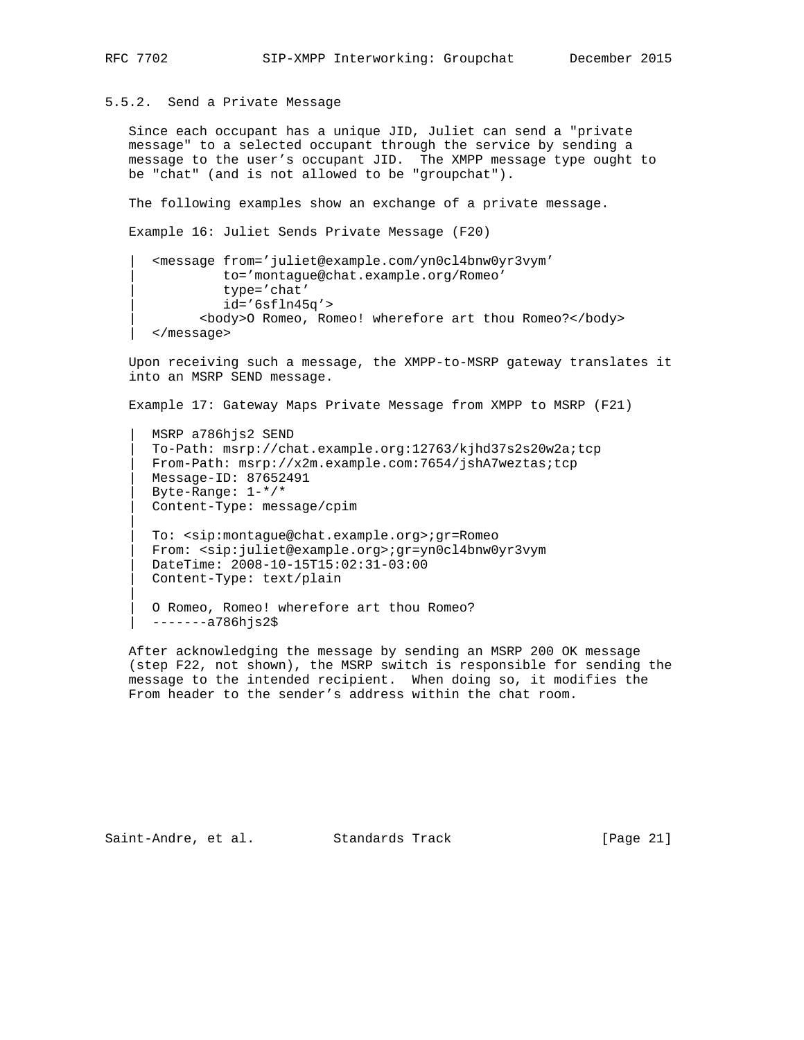### 5.5.2. Send a Private Message

Since each occupant has a unique JID, Juliet can send a "private message" to a selected occupant through the service by sending a message to the user's occupant JID. The XMPP message type ought to be "chat" (and is not allowed to be "groupchat").

The following examples show an exchange of a private message.

Example 16: Juliet Sends Private Message (F20)

```
|  <message from='juliet@example.com/yn0cl4bnw0yr3vym'
|           to='montague@chat.example.org/Romeo'
|           type='chat'
|           id='6sfln45q'>
|        <body>O Romeo, Romeo! wherefore art thou Romeo?</body>
|  </message>
```

Upon receiving such a message, the XMPP-to-MSRP gateway translates it into an MSRP SEND message.

Example 17: Gateway Maps Private Message from XMPP to MSRP (F21)

```
|  MSRP a786hjs2 SEND
|  To-Path: msrp://chat.example.org:12763/kjhd37s2s20w2a;tcp
|  From-Path: msrp://x2m.example.com:7654/jshA7weztas;tcp
|  Message-ID: 87652491
|  Byte-Range: 1-*/*
|  Content-Type: message/cpim
|
|  To: <sip:montague@chat.example.org>;gr=Romeo
|  From: <sip:juliet@example.org>;gr=yn0cl4bnw0yr3vym
|  DateTime: 2008-10-15T15:02:31-03:00
|  Content-Type: text/plain
|
|  O Romeo, Romeo! wherefore art thou Romeo?
|  -------a786hjs2$
```

After acknowledging the message by sending an MSRP 200 OK message (step F22, not shown), the MSRP switch is responsible for sending the message to the intended recipient. When doing so, it modifies the From header to the sender's address within the chat room.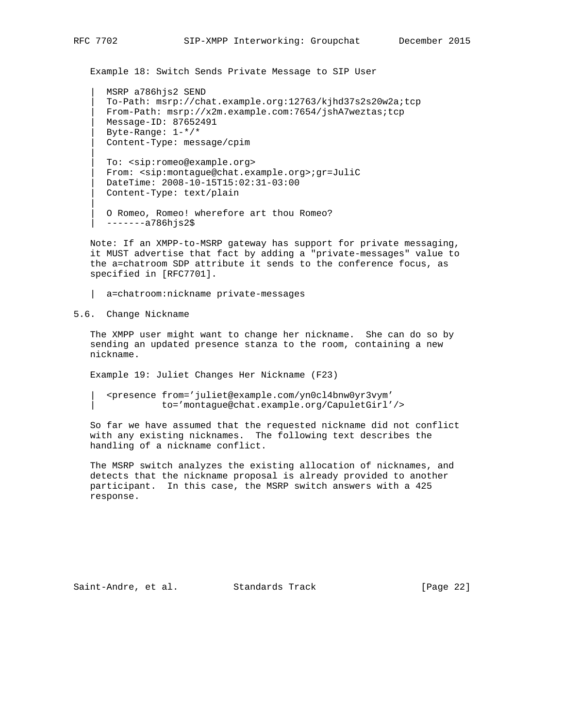Example 18: Switch Sends Private Message to SIP User

```
| MSRP a786hjs2 SEND
| To-Path: msrp://chat.example.org:12763/kjhd37s2s20w2a;tcp
| From-Path: msrp://x2m.example.com:7654/jshA7weztas;tcp
| Message-ID: 87652491
| Byte-Range: 1-*/*
| Content-Type: message/cpim
|
| To: <sip:romeo@example.org>
| From: <sip:montague@chat.example.org>;gr=JuliC
| DateTime: 2008-10-15T15:02:31-03:00
| Content-Type: text/plain
|
| O Romeo, Romeo! wherefore art thou Romeo?
| -------a786hjs2$
```

Note: If an XMPP-to-MSRP gateway has support for private messaging, it MUST advertise that fact by adding a "private-messages" value to the a=chatroom SDP attribute it sends to the conference focus, as specified in [RFC7701].

```
| a=chatroom:nickname private-messages
```

## 5.6. Change Nickname

The XMPP user might want to change her nickname. She can do so by sending an updated presence stanza to the room, containing a new nickname.

Example 19: Juliet Changes Her Nickname (F23)

```
| <presence from='juliet@example.com/yn0cl4bnw0yr3vym'
|           to='montague@chat.example.org/CapuletGirl'/>
```

So far we have assumed that the requested nickname did not conflict with any existing nicknames. The following text describes the handling of a nickname conflict.

The MSRP switch analyzes the existing allocation of nicknames, and detects that the nickname proposal is already provided to another participant. In this case, the MSRP switch answers with a 425 response.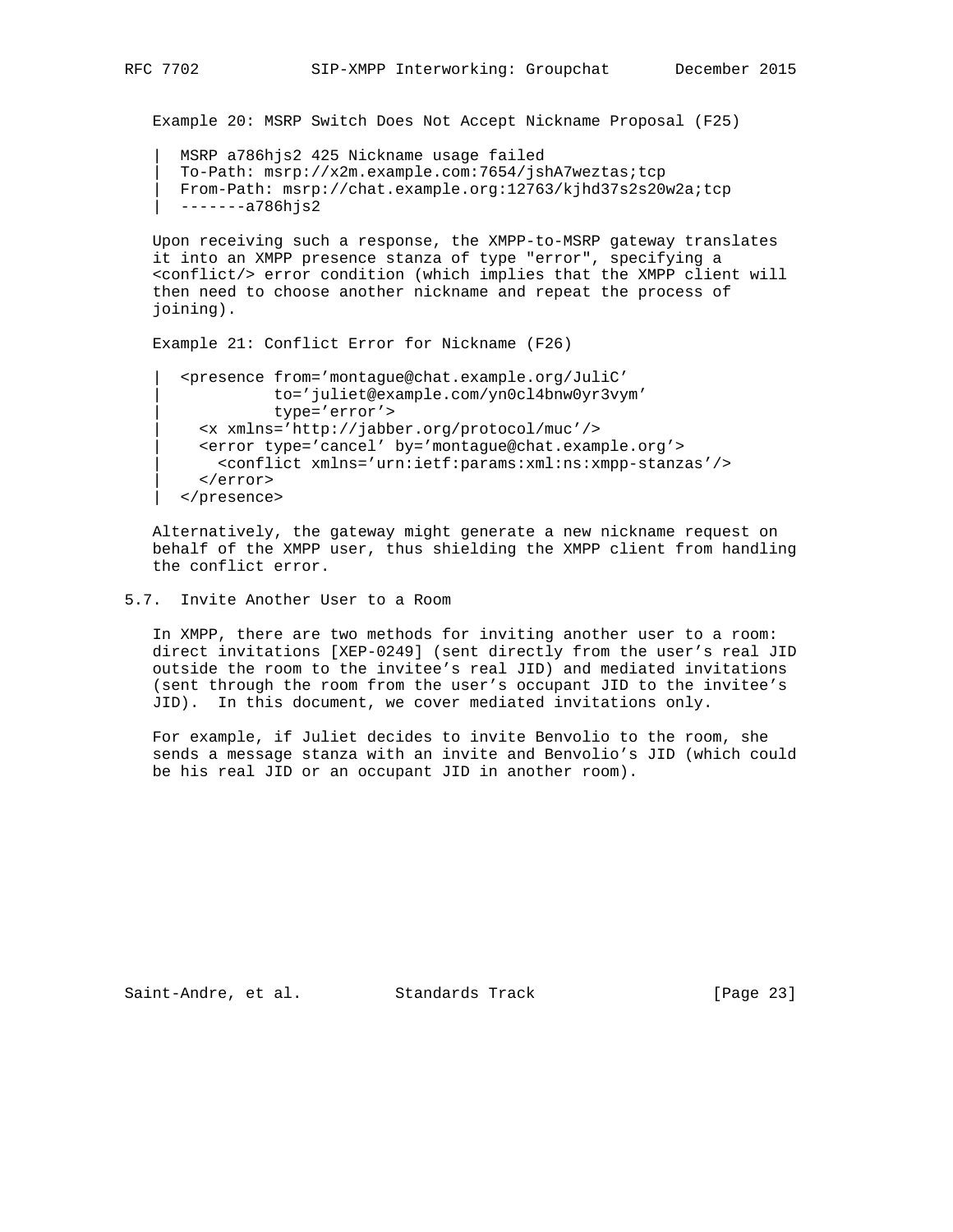Example 20: MSRP Switch Does Not Accept Nickname Proposal (F25)

```
|  MSRP a786hjs2 425 Nickname usage failed
|  To-Path: msrp://x2m.example.com:7654/jshA7weztas;tcp
|  From-Path: msrp://chat.example.org:12763/kjhd37s2s20w2a;tcp
|  -------a786hjs2
```

Upon receiving such a response, the XMPP-to-MSRP gateway translates it into an XMPP presence stanza of type "error", specifying a <conflict/> error condition (which implies that the XMPP client will then need to choose another nickname and repeat the process of joining).

Example 21: Conflict Error for Nickname (F26)

```
|  <presence from='montague@chat.example.org/JuliC'
|            to='juliet@example.com/yn0cl4bnw0yr3vym'
|            type='error'>
|    <x xmlns='http://jabber.org/protocol/muc'/>
|    <error type='cancel' by='montague@chat.example.org'>
|      <conflict xmlns='urn:ietf:params:xml:ns:xmpp-stanzas'/>
|    </error>
|  </presence>
```

Alternatively, the gateway might generate a new nickname request on behalf of the XMPP user, thus shielding the XMPP client from handling the conflict error.

## 5.7. Invite Another User to a Room

In XMPP, there are two methods for inviting another user to a room: direct invitations [XEP-0249] (sent directly from the user's real JID outside the room to the invitee's real JID) and mediated invitations (sent through the room from the user's occupant JID to the invitee's JID). In this document, we cover mediated invitations only.

For example, if Juliet decides to invite Benvolio to the room, she sends a message stanza with an invite and Benvolio's JID (which could be his real JID or an occupant JID in another room).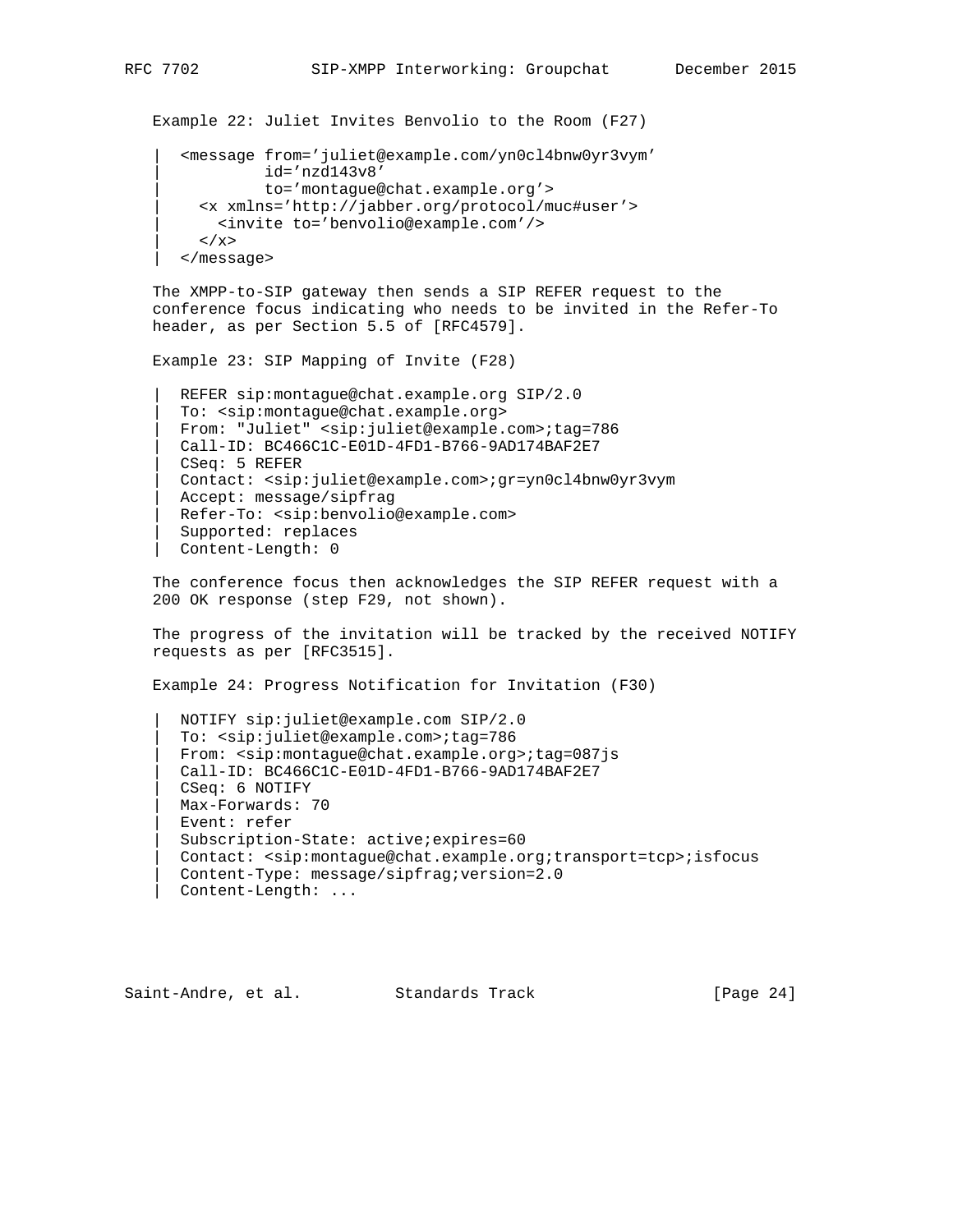Example 22: Juliet Invites Benvolio to the Room (F27)

```
|  <message from='juliet@example.com/yn0cl4bnw0yr3vym'
|           id='nzd143v8'
|           to='montague@chat.example.org'>
|    <x xmlns='http://jabber.org/protocol/muc#user'>
|      <invite to='benvolio@example.com'/>
|    </x>
|  </message>
```

The XMPP-to-SIP gateway then sends a SIP REFER request to the conference focus indicating who needs to be invited in the Refer-To header, as per Section 5.5 of [RFC4579].

Example 23: SIP Mapping of Invite (F28)

```
|  REFER sip:montague@chat.example.org SIP/2.0
|  To: <sip:montague@chat.example.org>
|  From: "Juliet" <sip:juliet@example.com>;tag=786
|  Call-ID: BC466C1C-E01D-4FD1-B766-9AD174BAF2E7
|  CSeq: 5 REFER
|  Contact: <sip:juliet@example.com>;gr=yn0cl4bnw0yr3vym
|  Accept: message/sipfrag
|  Refer-To: <sip:benvolio@example.com>
|  Supported: replaces
|  Content-Length: 0
```

The conference focus then acknowledges the SIP REFER request with a 200 OK response (step F29, not shown).

The progress of the invitation will be tracked by the received NOTIFY requests as per [RFC3515].

Example 24: Progress Notification for Invitation (F30)

```
|  NOTIFY sip:juliet@example.com SIP/2.0
|  To: <sip:juliet@example.com>;tag=786
|  From: <sip:montague@chat.example.org>;tag=087js
|  Call-ID: BC466C1C-E01D-4FD1-B766-9AD174BAF2E7
|  CSeq: 6 NOTIFY
|  Max-Forwards: 70
|  Event: refer
|  Subscription-State: active;expires=60
|  Contact: <sip:montague@chat.example.org;transport=tcp>;isfocus
|  Content-Type: message/sipfrag;version=2.0
|  Content-Length: ...
```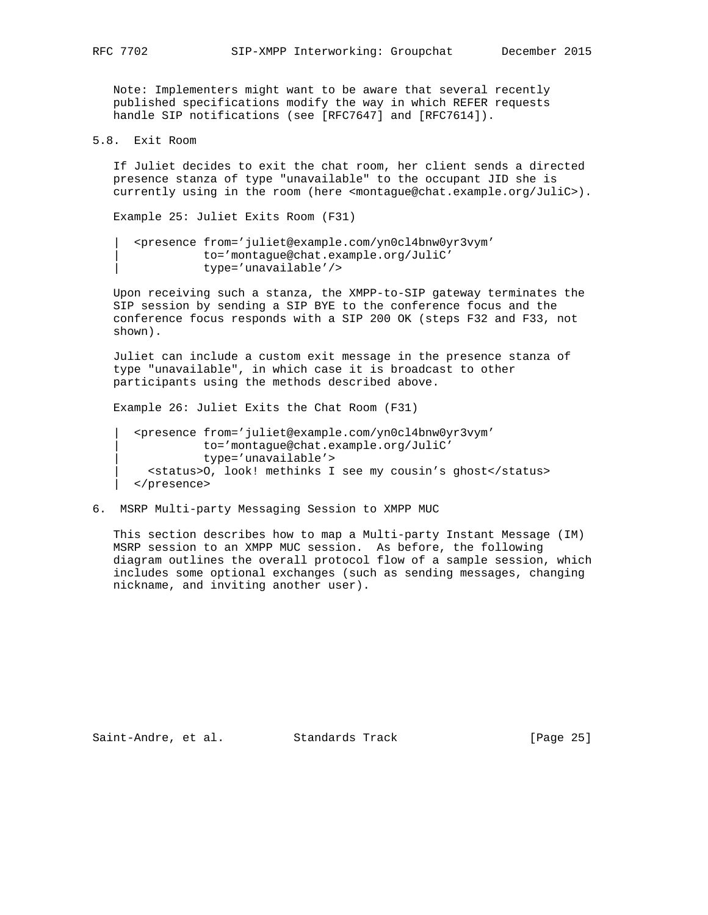Note: Implementers might want to be aware that several recently published specifications modify the way in which REFER requests handle SIP notifications (see [RFC7647] and [RFC7614]).

## 5.8. Exit Room

If Juliet decides to exit the chat room, her client sends a directed presence stanza of type "unavailable" to the occupant JID she is currently using in the room (here <montague@chat.example.org/JuliC>).

Example 25: Juliet Exits Room (F31)

```
| <presence from='juliet@example.com/yn0cl4bnw0yr3vym'
|           to='montague@chat.example.org/JuliC'
|           type='unavailable'/>
```

Upon receiving such a stanza, the XMPP-to-SIP gateway terminates the SIP session by sending a SIP BYE to the conference focus and the conference focus responds with a SIP 200 OK (steps F32 and F33, not shown).

Juliet can include a custom exit message in the presence stanza of type "unavailable", in which case it is broadcast to other participants using the methods described above.

Example 26: Juliet Exits the Chat Room (F31)

```
| <presence from='juliet@example.com/yn0cl4bnw0yr3vym'
|           to='montague@chat.example.org/JuliC'
|           type='unavailable'>
|   <status>O, look! methinks I see my cousin's ghost</status>
| </presence>
```

# 6. MSRP Multi-party Messaging Session to XMPP MUC

This section describes how to map a Multi-party Instant Message (IM) MSRP session to an XMPP MUC session. As before, the following diagram outlines the overall protocol flow of a sample session, which includes some optional exchanges (such as sending messages, changing nickname, and inviting another user).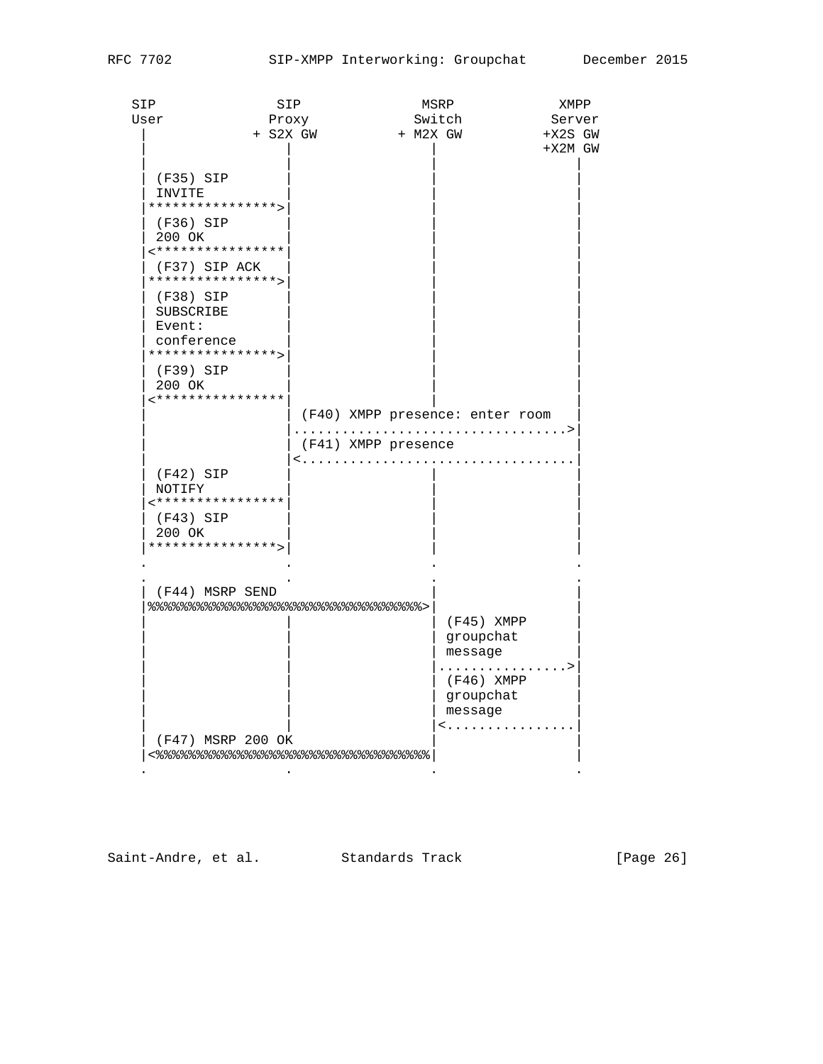```
   SIP               SIP              MSRP            XMPP
   User             Proxy            Switch           Server
     |            + S2X GW         + M2X GW          +X2S GW
     |                |                |             +X2M GW
     |                |                |                |
     | (F35) SIP      |                |                |
     | INVITE         |                |                |
     |***************>|                |                |
     | (F36) SIP      |                |                |
     | 200 OK         |                |                |
     |<***************|                |                |
     | (F37) SIP ACK  |                |                |
     |***************>|                |                |
     | (F38) SIP      |                |                |
     | SUBSCRIBE      |                |                |
     | Event:         |                |                |
     | conference     |                |                |
     |***************>|                |                |
     | (F39) SIP      |                |                |
     | 200 OK         |                |                |
     |<***************|                |                |
     |                | (F40) XMPP presence: enter room |
     |                |................................>|
     |                | (F41) XMPP presence             |
     |                |<................................|
     | (F42) SIP      |                |                |
     | NOTIFY         |                |                |
     |<***************|                |                |
     | (F43) SIP      |                |                |
     | 200 OK         |                |                |
     |***************>|                |                |
     .                .                .                .
     .                .                .                .
     | (F44) MSRP SEND                 |                |
     |%%%%%%%%%%%%%%%%%%%%%%%%%%%%%%%%>|                |
     |                |                | (F45) XMPP     |
     |                |                | groupchat      |
     |                |                | message        |
     |                |                |...............>|
     |                |                | (F46) XMPP     |
     |                |                | groupchat      |
     |                |                | message        |
     |                |                |<...............|
     | (F47) MSRP 200 OK               |                |
     |<%%%%%%%%%%%%%%%%%%%%%%%%%%%%%%%%|                |
     .                .                .                .
```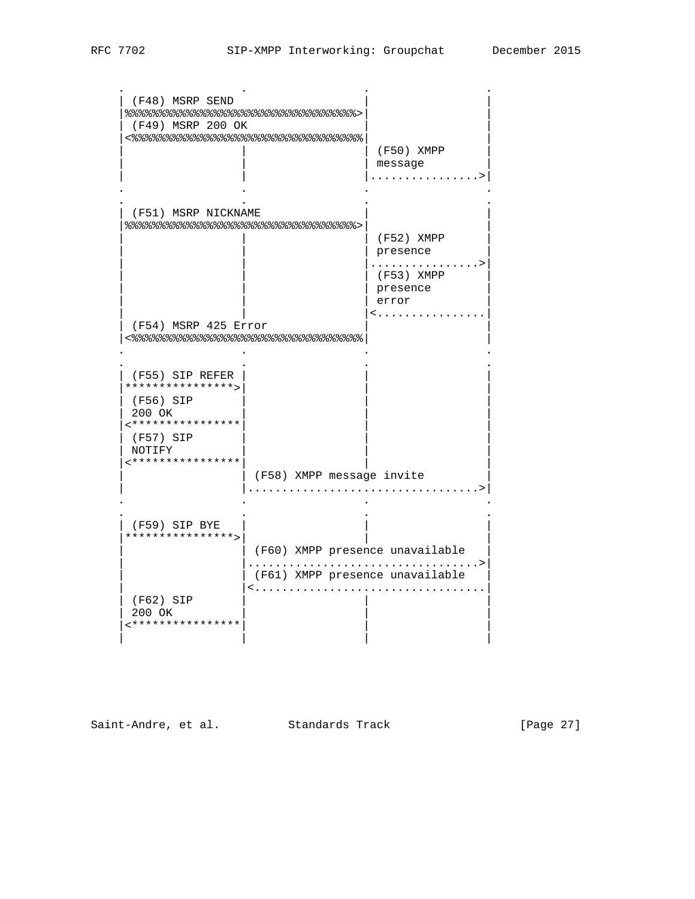```
   .                 .                 .                 .
   | (F48) MSRP SEND                   |                 |
   |%%%%%%%%%%%%%%%%%%%%%%%%%%%%%%%%%%>|                 |
   | (F49) MSRP 200 OK                 |                 |
   |<%%%%%%%%%%%%%%%%%%%%%%%%%%%%%%%%%%|                 |
   |                 |                 | (F50) XMPP      |
   |                 |                 | message         |
   |                 |                 |................>|
   .                 .                 .                 .
   .                 .                 .                 .
   | (F51) MSRP NICKNAME               |                 |
   |%%%%%%%%%%%%%%%%%%%%%%%%%%%%%%%%%%>|                 |
   |                 |                 | (F52) XMPP      |
   |                 |                 | presence        |
   |                 |                 |................>|
   |                 |                 | (F53) XMPP      |
   |                 |                 | presence        |
   |                 |                 | error           |
   |                 |                 |<................|
   | (F54) MSRP 425 Error              |                 |
   |<%%%%%%%%%%%%%%%%%%%%%%%%%%%%%%%%%%|                 |
   .                 .                 .                 .
   .                 .                 .                 .
   | (F55) SIP REFER |                 |                 |
   |****************>|                 |                 |
   | (F56) SIP       |                 |                 |
   | 200 OK          |                 |                 |
   |<****************|                 |                 |
   | (F57) SIP       |                 |                 |
   | NOTIFY          |                 |                 |
   |<****************|                 |                 |
   |                 | (F58) XMPP message invite         |
   |                 |..................................>|
   .                 .                 .                 .
   .                 .                 .                 .
   | (F59) SIP BYE   |                 |                 |
   |****************>|                 |                 |
   |                 | (F60) XMPP presence unavailable   |
   |                 |..................................>|
   |                 | (F61) XMPP presence unavailable   |
   |                 |<..................................|
   | (F62) SIP       |                 |                 |
   | 200 OK          |                 |                 |
   |<****************|                 |                 |
   |                 |                 |                 |
```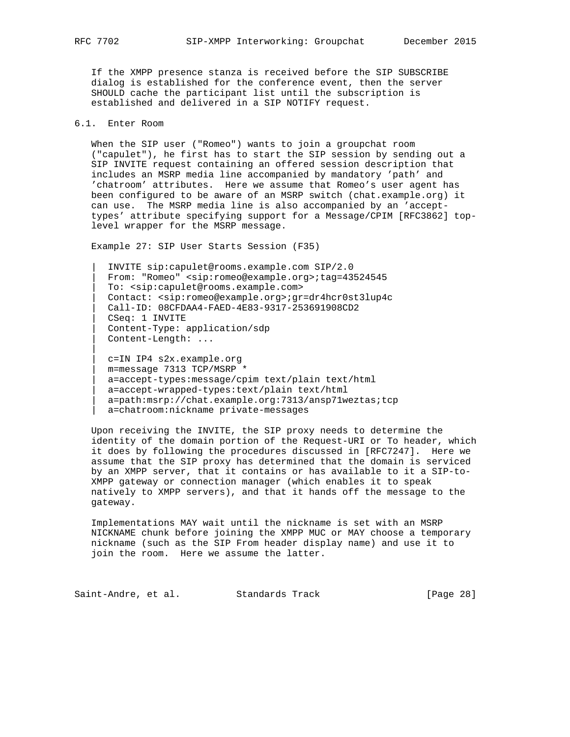If the XMPP presence stanza is received before the SIP SUBSCRIBE dialog is established for the conference event, then the server SHOULD cache the participant list until the subscription is established and delivered in a SIP NOTIFY request.

## 6.1. Enter Room

When the SIP user ("Romeo") wants to join a groupchat room ("capulet"), he first has to start the SIP session by sending out a SIP INVITE request containing an offered session description that includes an MSRP media line accompanied by mandatory 'path' and 'chatroom' attributes. Here we assume that Romeo's user agent has been configured to be aware of an MSRP switch (chat.example.org) it can use. The MSRP media line is also accompanied by an 'accept-types' attribute specifying support for a Message/CPIM [RFC3862] top-level wrapper for the MSRP message.

Example 27: SIP User Starts Session (F35)

```
|  INVITE sip:capulet@rooms.example.com SIP/2.0
|  From: "Romeo" <sip:romeo@example.org>;tag=43524545
|  To: <sip:capulet@rooms.example.com>
|  Contact: <sip:romeo@example.org>;gr=dr4hcr0st3lup4c
|  Call-ID: 08CFDAA4-FAED-4E83-9317-253691908CD2
|  CSeq: 1 INVITE
|  Content-Type: application/sdp
|  Content-Length: ...
|
|  c=IN IP4 s2x.example.org
|  m=message 7313 TCP/MSRP *
|  a=accept-types:message/cpim text/plain text/html
|  a=accept-wrapped-types:text/plain text/html
|  a=path:msrp://chat.example.org:7313/ansp71weztas;tcp
|  a=chatroom:nickname private-messages
```

Upon receiving the INVITE, the SIP proxy needs to determine the identity of the domain portion of the Request-URI or To header, which it does by following the procedures discussed in [RFC7247]. Here we assume that the SIP proxy has determined that the domain is serviced by an XMPP server, that it contains or has available to it a SIP-to-XMPP gateway or connection manager (which enables it to speak natively to XMPP servers), and that it hands off the message to the gateway.

Implementations MAY wait until the nickname is set with an MSRP NICKNAME chunk before joining the XMPP MUC or MAY choose a temporary nickname (such as the SIP From header display name) and use it to join the room. Here we assume the latter.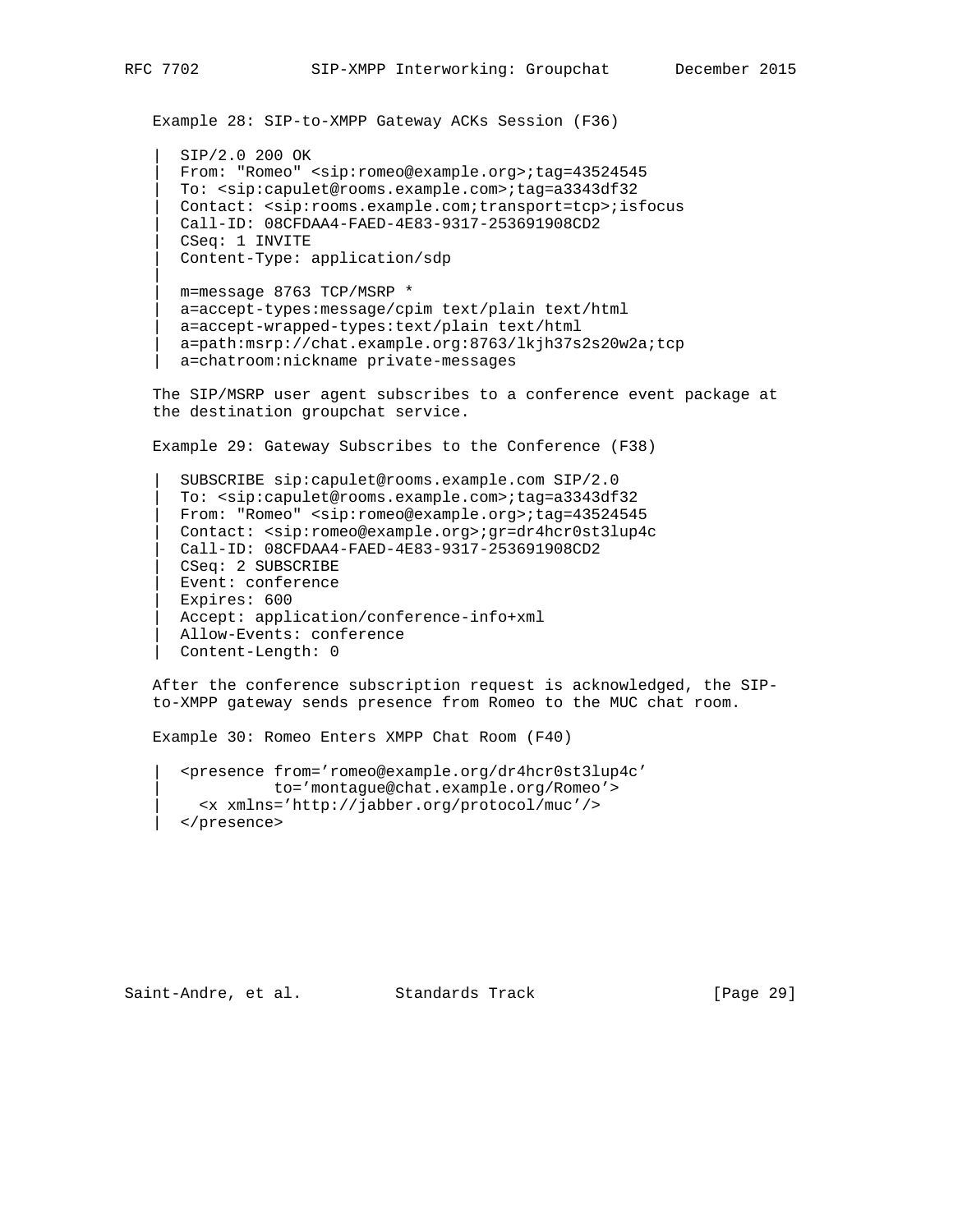Example 28: SIP-to-XMPP Gateway ACKs Session (F36)

```
|  SIP/2.0 200 OK
|  From: "Romeo" <sip:romeo@example.org>;tag=43524545
|  To: <sip:capulet@rooms.example.com>;tag=a3343df32
|  Contact: <sip:rooms.example.com;transport=tcp>;isfocus
|  Call-ID: 08CFDAA4-FAED-4E83-9317-253691908CD2
|  CSeq: 1 INVITE
|  Content-Type: application/sdp
|
|  m=message 8763 TCP/MSRP *
|  a=accept-types:message/cpim text/plain text/html
|  a=accept-wrapped-types:text/plain text/html
|  a=path:msrp://chat.example.org:8763/lkjh37s2s20w2a;tcp
|  a=chatroom:nickname private-messages
```

The SIP/MSRP user agent subscribes to a conference event package at the destination groupchat service.

Example 29: Gateway Subscribes to the Conference (F38)

```
|  SUBSCRIBE sip:capulet@rooms.example.com SIP/2.0
|  To: <sip:capulet@rooms.example.com>;tag=a3343df32
|  From: "Romeo" <sip:romeo@example.org>;tag=43524545
|  Contact: <sip:romeo@example.org>;gr=dr4hcr0st3lup4c
|  Call-ID: 08CFDAA4-FAED-4E83-9317-253691908CD2
|  CSeq: 2 SUBSCRIBE
|  Event: conference
|  Expires: 600
|  Accept: application/conference-info+xml
|  Allow-Events: conference
|  Content-Length: 0
```

After the conference subscription request is acknowledged, the SIP-to-XMPP gateway sends presence from Romeo to the MUC chat room.

Example 30: Romeo Enters XMPP Chat Room (F40)

```
|  <presence from='romeo@example.org/dr4hcr0st3lup4c'
|            to='montague@chat.example.org/Romeo'>
|    <x xmlns='http://jabber.org/protocol/muc'/>
|  </presence>
```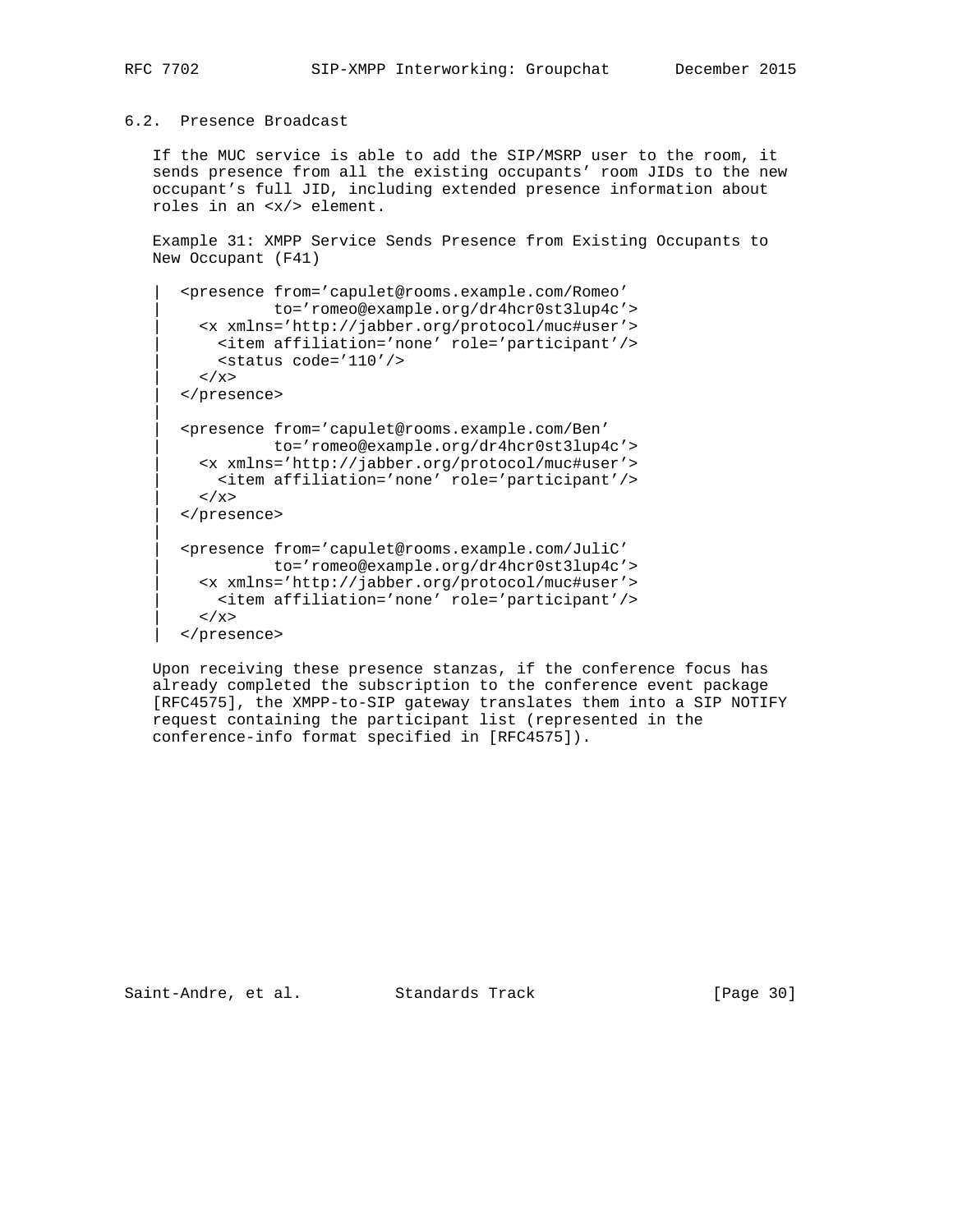## 6.2. Presence Broadcast

If the MUC service is able to add the SIP/MSRP user to the room, it sends presence from all the existing occupants' room JIDs to the new occupant's full JID, including extended presence information about roles in an <x/> element.

Example 31: XMPP Service Sends Presence from Existing Occupants to New Occupant (F41)

```
|  <presence from='capulet@rooms.example.com/Romeo'
|            to='romeo@example.org/dr4hcr0st3lup4c'>
|    <x xmlns='http://jabber.org/protocol/muc#user'>
|      <item affiliation='none' role='participant'/>
|      <status code='110'/>
|    </x>
|  </presence>
|
|  <presence from='capulet@rooms.example.com/Ben'
|            to='romeo@example.org/dr4hcr0st3lup4c'>
|    <x xmlns='http://jabber.org/protocol/muc#user'>
|      <item affiliation='none' role='participant'/>
|    </x>
|  </presence>
|
|  <presence from='capulet@rooms.example.com/JuliC'
|            to='romeo@example.org/dr4hcr0st3lup4c'>
|    <x xmlns='http://jabber.org/protocol/muc#user'>
|      <item affiliation='none' role='participant'/>
|    </x>
|  </presence>
```

Upon receiving these presence stanzas, if the conference focus has already completed the subscription to the conference event package [RFC4575], the XMPP-to-SIP gateway translates them into a SIP NOTIFY request containing the participant list (represented in the conference-info format specified in [RFC4575]).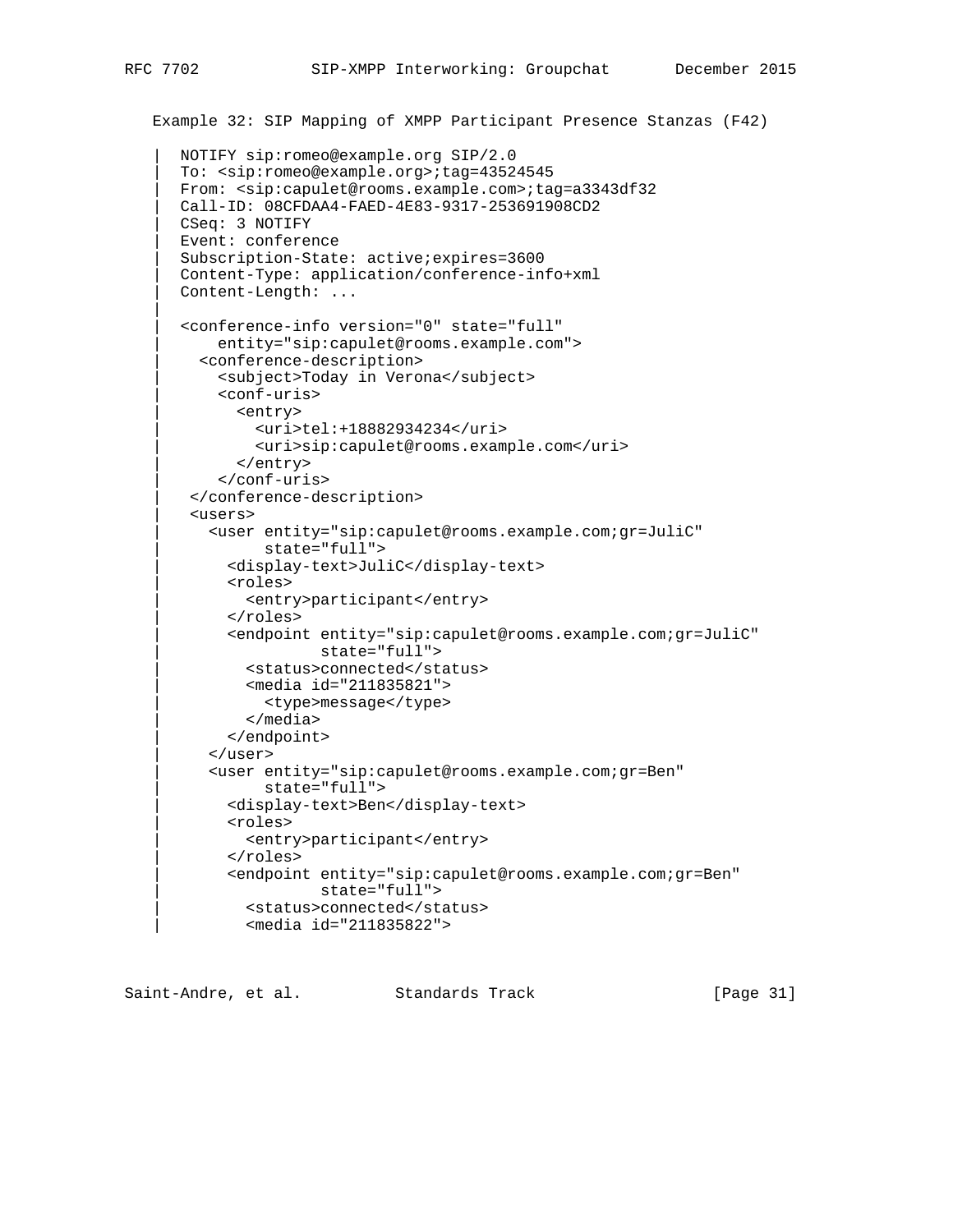Example 32: SIP Mapping of XMPP Participant Presence Stanzas (F42)

```
| NOTIFY sip:romeo@example.org SIP/2.0
| To: <sip:romeo@example.org>;tag=43524545
| From: <sip:capulet@rooms.example.com>;tag=a3343df32
| Call-ID: 08CFDAA4-FAED-4E83-9317-253691908CD2
| CSeq: 3 NOTIFY
| Event: conference
| Subscription-State: active;expires=3600
| Content-Type: application/conference-info+xml
| Content-Length: ...
|
| <conference-info version="0" state="full"
|     entity="sip:capulet@rooms.example.com">
|   <conference-description>
|     <subject>Today in Verona</subject>
|     <conf-uris>
|       <entry>
|         <uri>tel:+18882934234</uri>
|         <uri>sip:capulet@rooms.example.com</uri>
|       </entry>
|     </conf-uris>
|  </conference-description>
|  <users>
|    <user entity="sip:capulet@rooms.example.com;gr=JuliC"
|          state="full">
|      <display-text>JuliC</display-text>
|      <roles>
|        <entry>participant</entry>
|      </roles>
|      <endpoint entity="sip:capulet@rooms.example.com;gr=JuliC"
|                state="full">
|        <status>connected</status>
|        <media id="211835821">
|          <type>message</type>
|        </media>
|      </endpoint>
|    </user>
|    <user entity="sip:capulet@rooms.example.com;gr=Ben"
|          state="full">
|      <display-text>Ben</display-text>
|      <roles>
|        <entry>participant</entry>
|      </roles>
|      <endpoint entity="sip:capulet@rooms.example.com;gr=Ben"
|                state="full">
|        <status>connected</status>
|        <media id="211835822">
```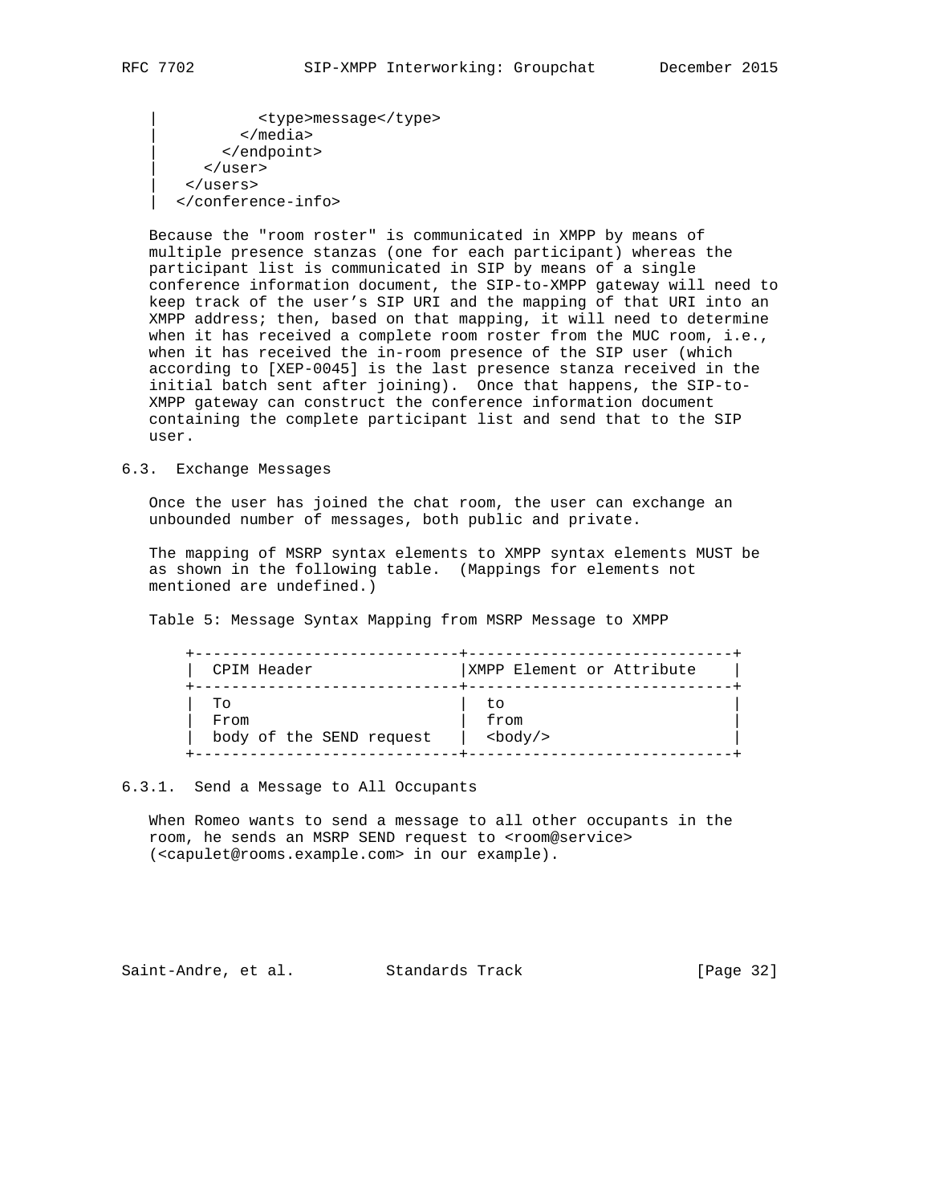```
|           <type>message</type>
|         </media>
|       </endpoint>
|     </user>
|   </users>
|  </conference-info>
```

Because the "room roster" is communicated in XMPP by means of multiple presence stanzas (one for each participant) whereas the participant list is communicated in SIP by means of a single conference information document, the SIP-to-XMPP gateway will need to keep track of the user's SIP URI and the mapping of that URI into an XMPP address; then, based on that mapping, it will need to determine when it has received a complete room roster from the MUC room, i.e., when it has received the in-room presence of the SIP user (which according to [XEP-0045] is the last presence stanza received in the initial batch sent after joining). Once that happens, the SIP-to-XMPP gateway can construct the conference information document containing the complete participant list and send that to the SIP user.

### 6.3. Exchange Messages

Once the user has joined the chat room, the user can exchange an unbounded number of messages, both public and private.

The mapping of MSRP syntax elements to XMPP syntax elements MUST be as shown in the following table. (Mappings for elements not mentioned are undefined.)

Table 5: Message Syntax Mapping from MSRP Message to XMPP

| CPIM Header | XMPP Element or Attribute |
|---|---|
| To | to |
| From | from |
| body of the SEND request | <body/> |

#### 6.3.1. Send a Message to All Occupants

When Romeo wants to send a message to all other occupants in the room, he sends an MSRP SEND request to <room@service> (<capulet@rooms.example.com> in our example).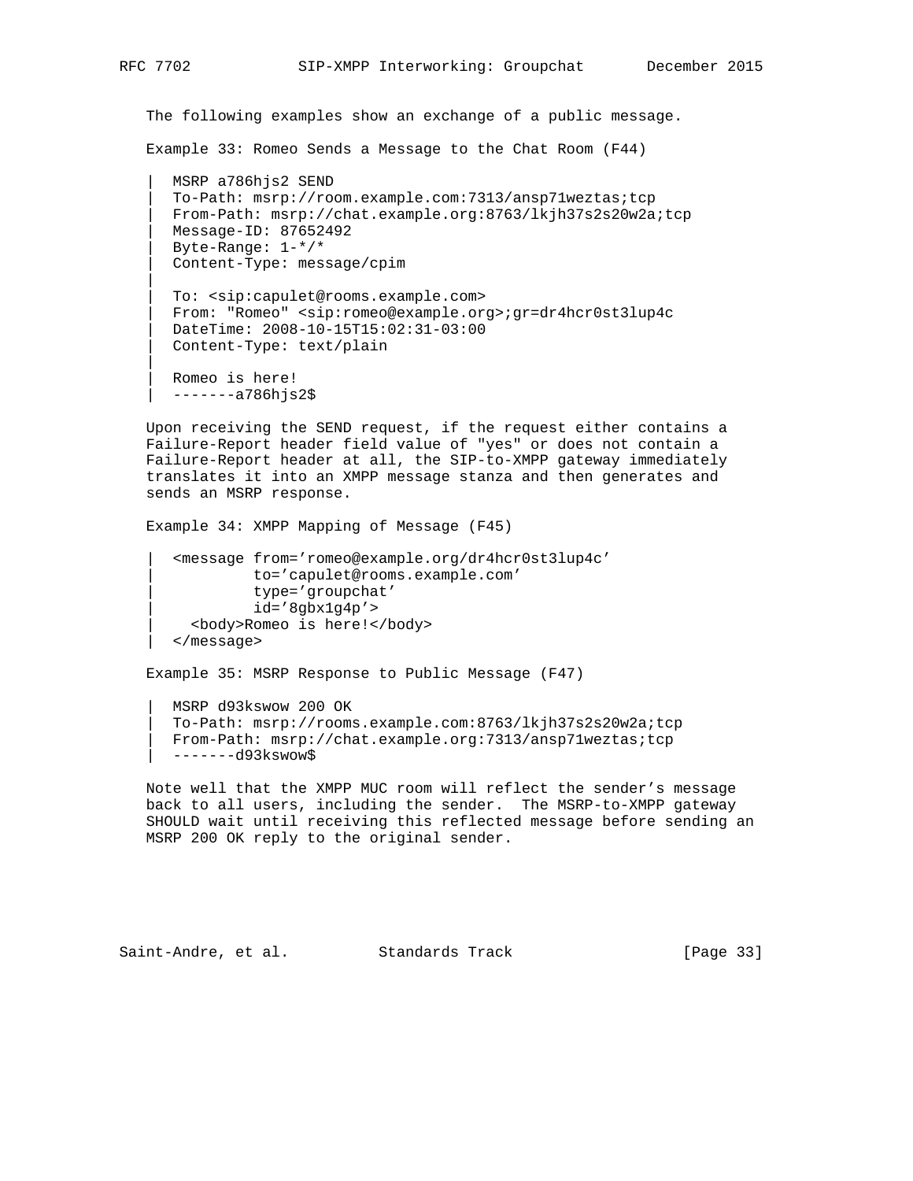The following examples show an exchange of a public message.

Example 33: Romeo Sends a Message to the Chat Room (F44)

```
|  MSRP a786hjs2 SEND
|  To-Path: msrp://room.example.com:7313/ansp71weztas;tcp
|  From-Path: msrp://chat.example.org:8763/lkjh37s2s20w2a;tcp
|  Message-ID: 87652492
|  Byte-Range: 1-*/*
|  Content-Type: message/cpim
|
|  To: <sip:capulet@rooms.example.com>
|  From: "Romeo" <sip:romeo@example.org>;gr=dr4hcr0st3lup4c
|  DateTime: 2008-10-15T15:02:31-03:00
|  Content-Type: text/plain
|
|  Romeo is here!
|  -------a786hjs2$
```

Upon receiving the SEND request, if the request either contains a Failure-Report header field value of "yes" or does not contain a Failure-Report header at all, the SIP-to-XMPP gateway immediately translates it into an XMPP message stanza and then generates and sends an MSRP response.

Example 34: XMPP Mapping of Message (F45)

```
|  <message from='romeo@example.org/dr4hcr0st3lup4c'
|           to='capulet@rooms.example.com'
|           type='groupchat'
|           id='8gbx1g4p'>
|    <body>Romeo is here!</body>
|  </message>
```

Example 35: MSRP Response to Public Message (F47)

```
|  MSRP d93kswow 200 OK
|  To-Path: msrp://rooms.example.com:8763/lkjh37s2s20w2a;tcp
|  From-Path: msrp://chat.example.org:7313/ansp71weztas;tcp
|  -------d93kswow$
```

Note well that the XMPP MUC room will reflect the sender's message back to all users, including the sender. The MSRP-to-XMPP gateway SHOULD wait until receiving this reflected message before sending an MSRP 200 OK reply to the original sender.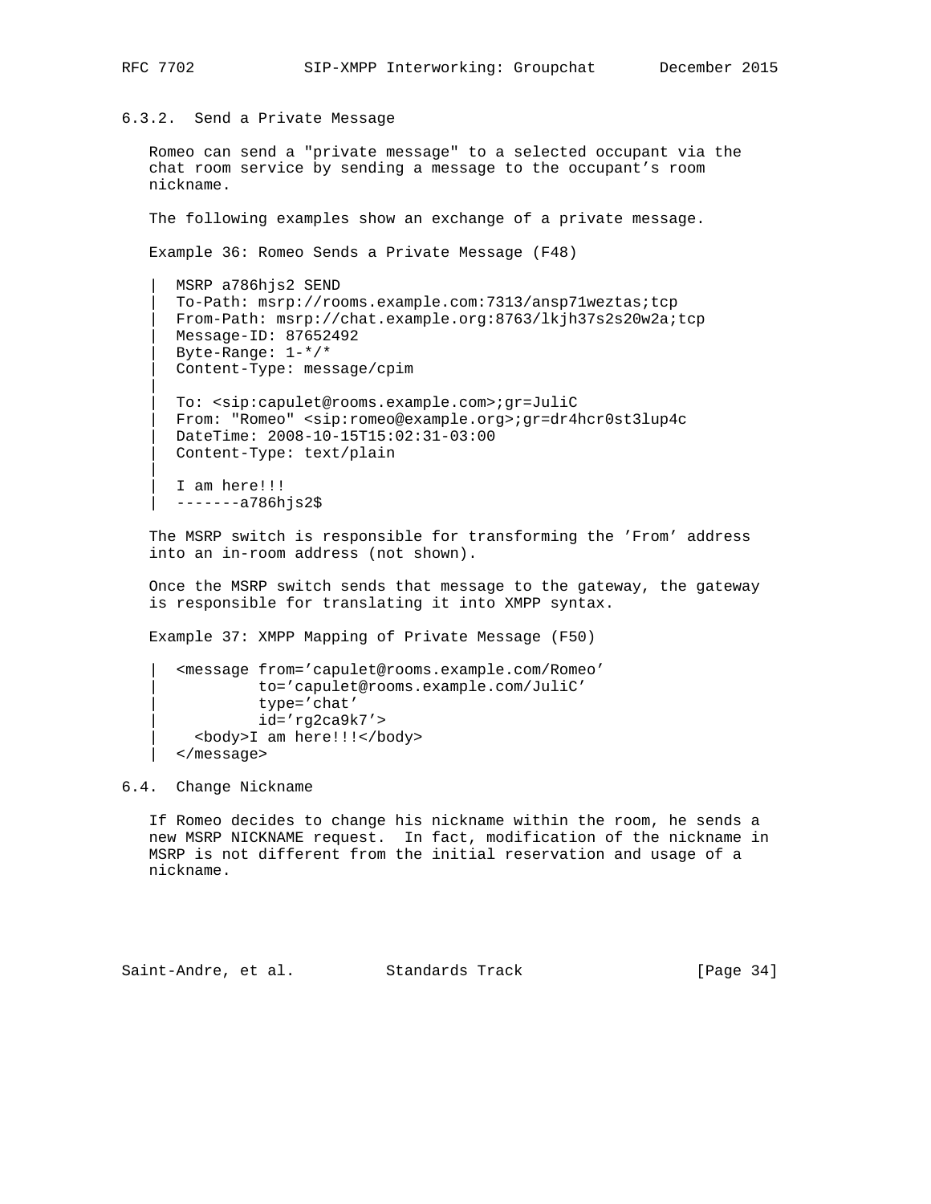### 6.3.2. Send a Private Message

Romeo can send a "private message" to a selected occupant via the chat room service by sending a message to the occupant's room nickname.

The following examples show an exchange of a private message.

Example 36: Romeo Sends a Private Message (F48)

```
|  MSRP a786hjs2 SEND
|  To-Path: msrp://rooms.example.com:7313/ansp71weztas;tcp
|  From-Path: msrp://chat.example.org:8763/lkjh37s2s20w2a;tcp
|  Message-ID: 87652492
|  Byte-Range: 1-*/*
|  Content-Type: message/cpim
|
|  To: <sip:capulet@rooms.example.com>;gr=JuliC
|  From: "Romeo" <sip:romeo@example.org>;gr=dr4hcr0st3lup4c
|  DateTime: 2008-10-15T15:02:31-03:00
|  Content-Type: text/plain
|
|  I am here!!!
|  -------a786hjs2$
```

The MSRP switch is responsible for transforming the 'From' address into an in-room address (not shown).

Once the MSRP switch sends that message to the gateway, the gateway is responsible for translating it into XMPP syntax.

Example 37: XMPP Mapping of Private Message (F50)

```
|  <message from='capulet@rooms.example.com/Romeo'
|           to='capulet@rooms.example.com/JuliC'
|           type='chat'
|           id='rg2ca9k7'>
|    <body>I am here!!!</body>
|  </message>
```

## 6.4. Change Nickname

If Romeo decides to change his nickname within the room, he sends a new MSRP NICKNAME request. In fact, modification of the nickname in MSRP is not different from the initial reservation and usage of a nickname.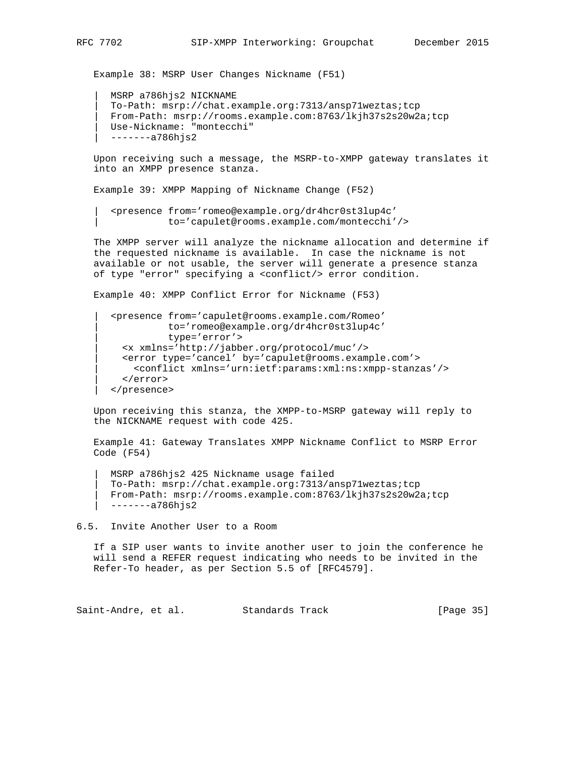Example 38: MSRP User Changes Nickname (F51)

```
| MSRP a786hjs2 NICKNAME
| To-Path: msrp://chat.example.org:7313/ansp71weztas;tcp
| From-Path: msrp://rooms.example.com:8763/lkjh37s2s20w2a;tcp
| Use-Nickname: "montecchi"
| -------a786hjs2
```

Upon receiving such a message, the MSRP-to-XMPP gateway translates it into an XMPP presence stanza.

Example 39: XMPP Mapping of Nickname Change (F52)

```
| <presence from='romeo@example.org/dr4hcr0st3lup4c'
|           to='capulet@rooms.example.com/montecchi'/>
```

The XMPP server will analyze the nickname allocation and determine if the requested nickname is available. In case the nickname is not available or not usable, the server will generate a presence stanza of type "error" specifying a <conflict/> error condition.

Example 40: XMPP Conflict Error for Nickname (F53)

```
| <presence from='capulet@rooms.example.com/Romeo'
|           to='romeo@example.org/dr4hcr0st3lup4c'
|           type='error'>
|   <x xmlns='http://jabber.org/protocol/muc'/>
|   <error type='cancel' by='capulet@rooms.example.com'>
|     <conflict xmlns='urn:ietf:params:xml:ns:xmpp-stanzas'/>
|   </error>
| </presence>
```

Upon receiving this stanza, the XMPP-to-MSRP gateway will reply to the NICKNAME request with code 425.

Example 41: Gateway Translates XMPP Nickname Conflict to MSRP Error Code (F54)

```
| MSRP a786hjs2 425 Nickname usage failed
| To-Path: msrp://chat.example.org:7313/ansp71weztas;tcp
| From-Path: msrp://rooms.example.com:8763/lkjh37s2s20w2a;tcp
| -------a786hjs2
```

## 6.5. Invite Another User to a Room

If a SIP user wants to invite another user to join the conference he will send a REFER request indicating who needs to be invited in the Refer-To header, as per Section 5.5 of [RFC4579].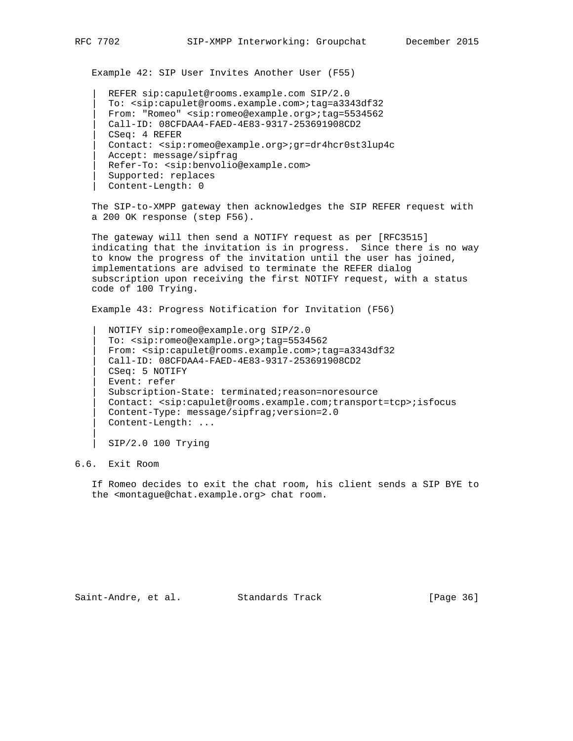Example 42: SIP User Invites Another User (F55)

```
|  REFER sip:capulet@rooms.example.com SIP/2.0
|  To: <sip:capulet@rooms.example.com>;tag=a3343df32
|  From: "Romeo" <sip:romeo@example.org>;tag=5534562
|  Call-ID: 08CFDAA4-FAED-4E83-9317-253691908CD2
|  CSeq: 4 REFER
|  Contact: <sip:romeo@example.org>;gr=dr4hcr0st3lup4c
|  Accept: message/sipfrag
|  Refer-To: <sip:benvolio@example.com>
|  Supported: replaces
|  Content-Length: 0
```

The SIP-to-XMPP gateway then acknowledges the SIP REFER request with a 200 OK response (step F56).

The gateway will then send a NOTIFY request as per [RFC3515] indicating that the invitation is in progress. Since there is no way to know the progress of the invitation until the user has joined, implementations are advised to terminate the REFER dialog subscription upon receiving the first NOTIFY request, with a status code of 100 Trying.

Example 43: Progress Notification for Invitation (F56)

```
|  NOTIFY sip:romeo@example.org SIP/2.0
|  To: <sip:romeo@example.org>;tag=5534562
|  From: <sip:capulet@rooms.example.com>;tag=a3343df32
|  Call-ID: 08CFDAA4-FAED-4E83-9317-253691908CD2
|  CSeq: 5 NOTIFY
|  Event: refer
|  Subscription-State: terminated;reason=noresource
|  Contact: <sip:capulet@rooms.example.com;transport=tcp>;isfocus
|  Content-Type: message/sipfrag;version=2.0
|  Content-Length: ...
|
|  SIP/2.0 100 Trying
```

## 6.6. Exit Room

If Romeo decides to exit the chat room, his client sends a SIP BYE to the <montague@chat.example.org> chat room.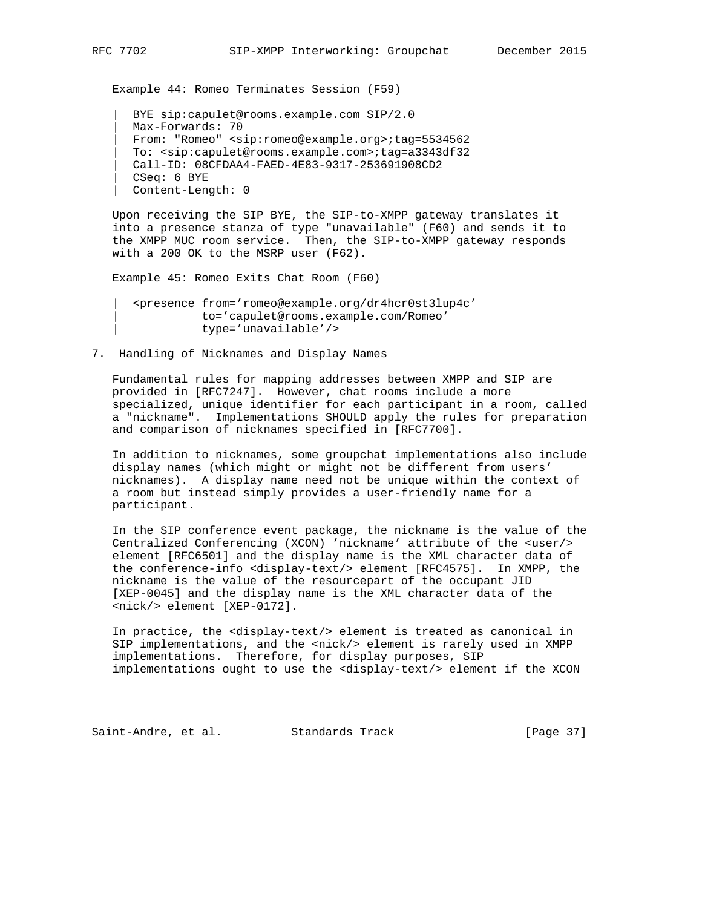Example 44: Romeo Terminates Session (F59)

```
|  BYE sip:capulet@rooms.example.com SIP/2.0
|  Max-Forwards: 70
|  From: "Romeo" <sip:romeo@example.org>;tag=5534562
|  To: <sip:capulet@rooms.example.com>;tag=a3343df32
|  Call-ID: 08CFDAA4-FAED-4E83-9317-253691908CD2
|  CSeq: 6 BYE
|  Content-Length: 0
```

Upon receiving the SIP BYE, the SIP-to-XMPP gateway translates it into a presence stanza of type "unavailable" (F60) and sends it to the XMPP MUC room service. Then, the SIP-to-XMPP gateway responds with a 200 OK to the MSRP user (F62).

Example 45: Romeo Exits Chat Room (F60)

```
|  <presence from='romeo@example.org/dr4hcr0st3lup4c'
|            to='capulet@rooms.example.com/Romeo'
|            type='unavailable'/>
```

## 7. Handling of Nicknames and Display Names

Fundamental rules for mapping addresses between XMPP and SIP are provided in [RFC7247]. However, chat rooms include a more specialized, unique identifier for each participant in a room, called a "nickname". Implementations SHOULD apply the rules for preparation and comparison of nicknames specified in [RFC7700].

In addition to nicknames, some groupchat implementations also include display names (which might or might not be different from users' nicknames). A display name need not be unique within the context of a room but instead simply provides a user-friendly name for a participant.

In the SIP conference event package, the nickname is the value of the Centralized Conferencing (XCON) 'nickname' attribute of the <user/> element [RFC6501] and the display name is the XML character data of the conference-info <display-text/> element [RFC4575]. In XMPP, the nickname is the value of the resourcepart of the occupant JID [XEP-0045] and the display name is the XML character data of the <nick/> element [XEP-0172].

In practice, the <display-text/> element is treated as canonical in SIP implementations, and the <nick/> element is rarely used in XMPP implementations. Therefore, for display purposes, SIP implementations ought to use the <display-text/> element if the XCON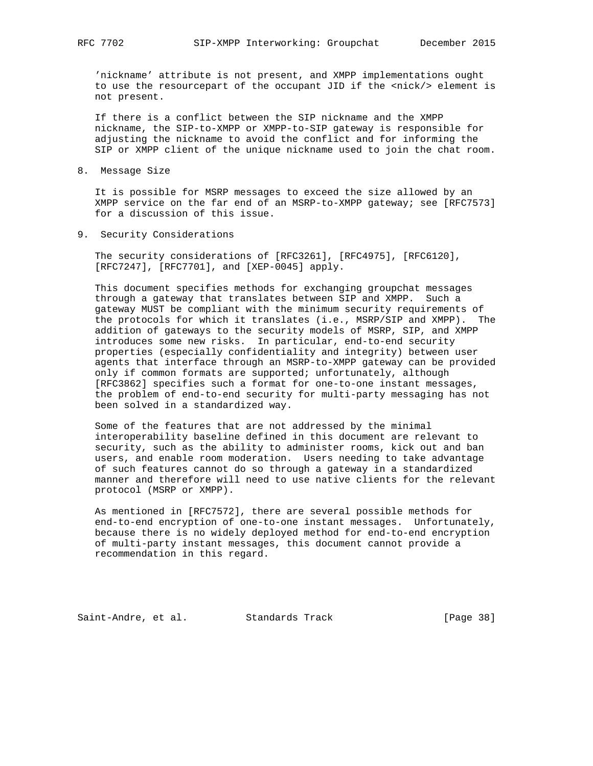'nickname' attribute is not present, and XMPP implementations ought to use the resourcepart of the occupant JID if the <nick/> element is not present.

If there is a conflict between the SIP nickname and the XMPP nickname, the SIP-to-XMPP or XMPP-to-SIP gateway is responsible for adjusting the nickname to avoid the conflict and for informing the SIP or XMPP client of the unique nickname used to join the chat room.

## 8. Message Size

It is possible for MSRP messages to exceed the size allowed by an XMPP service on the far end of an MSRP-to-XMPP gateway; see [RFC7573] for a discussion of this issue.

## 9. Security Considerations

The security considerations of [RFC3261], [RFC4975], [RFC6120], [RFC7247], [RFC7701], and [XEP-0045] apply.

This document specifies methods for exchanging groupchat messages through a gateway that translates between SIP and XMPP. Such a gateway MUST be compliant with the minimum security requirements of the protocols for which it translates (i.e., MSRP/SIP and XMPP). The addition of gateways to the security models of MSRP, SIP, and XMPP introduces some new risks. In particular, end-to-end security properties (especially confidentiality and integrity) between user agents that interface through an MSRP-to-XMPP gateway can be provided only if common formats are supported; unfortunately, although [RFC3862] specifies such a format for one-to-one instant messages, the problem of end-to-end security for multi-party messaging has not been solved in a standardized way.

Some of the features that are not addressed by the minimal interoperability baseline defined in this document are relevant to security, such as the ability to administer rooms, kick out and ban users, and enable room moderation. Users needing to take advantage of such features cannot do so through a gateway in a standardized manner and therefore will need to use native clients for the relevant protocol (MSRP or XMPP).

As mentioned in [RFC7572], there are several possible methods for end-to-end encryption of one-to-one instant messages. Unfortunately, because there is no widely deployed method for end-to-end encryption of multi-party instant messages, this document cannot provide a recommendation in this regard.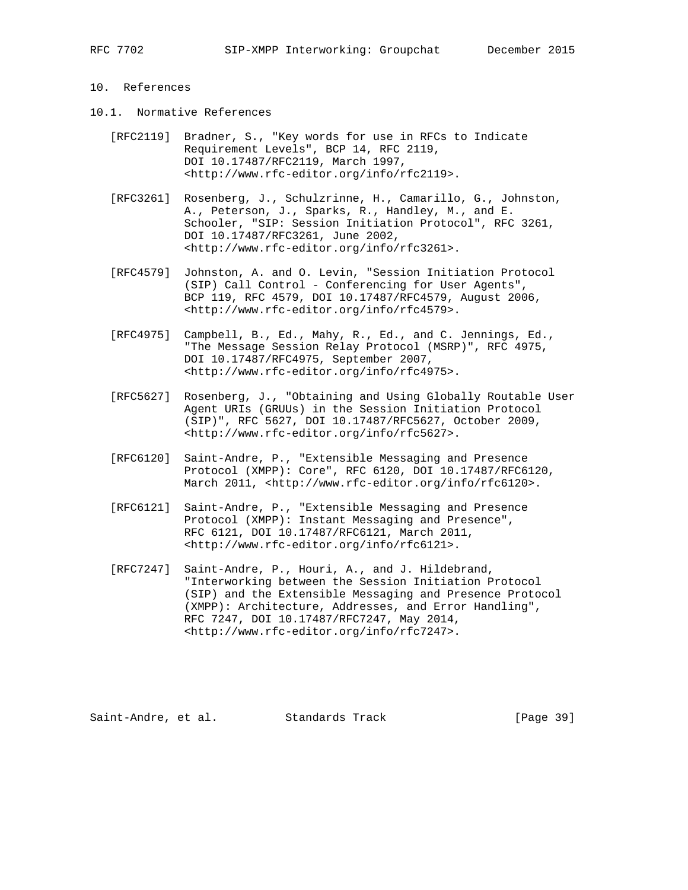## 10. References

### 10.1. Normative References

[RFC2119] Bradner, S., "Key words for use in RFCs to Indicate Requirement Levels", BCP 14, RFC 2119, DOI 10.17487/RFC2119, March 1997, <http://www.rfc-editor.org/info/rfc2119>.

[RFC3261] Rosenberg, J., Schulzrinne, H., Camarillo, G., Johnston, A., Peterson, J., Sparks, R., Handley, M., and E. Schooler, "SIP: Session Initiation Protocol", RFC 3261, DOI 10.17487/RFC3261, June 2002, <http://www.rfc-editor.org/info/rfc3261>.

[RFC4579] Johnston, A. and O. Levin, "Session Initiation Protocol (SIP) Call Control - Conferencing for User Agents", BCP 119, RFC 4579, DOI 10.17487/RFC4579, August 2006, <http://www.rfc-editor.org/info/rfc4579>.

[RFC4975] Campbell, B., Ed., Mahy, R., Ed., and C. Jennings, Ed., "The Message Session Relay Protocol (MSRP)", RFC 4975, DOI 10.17487/RFC4975, September 2007, <http://www.rfc-editor.org/info/rfc4975>.

[RFC5627] Rosenberg, J., "Obtaining and Using Globally Routable User Agent URIs (GRUUs) in the Session Initiation Protocol (SIP)", RFC 5627, DOI 10.17487/RFC5627, October 2009, <http://www.rfc-editor.org/info/rfc5627>.

[RFC6120] Saint-Andre, P., "Extensible Messaging and Presence Protocol (XMPP): Core", RFC 6120, DOI 10.17487/RFC6120, March 2011, <http://www.rfc-editor.org/info/rfc6120>.

[RFC6121] Saint-Andre, P., "Extensible Messaging and Presence Protocol (XMPP): Instant Messaging and Presence", RFC 6121, DOI 10.17487/RFC6121, March 2011, <http://www.rfc-editor.org/info/rfc6121>.

[RFC7247] Saint-Andre, P., Houri, A., and J. Hildebrand, "Interworking between the Session Initiation Protocol (SIP) and the Extensible Messaging and Presence Protocol (XMPP): Architecture, Addresses, and Error Handling", RFC 7247, DOI 10.17487/RFC7247, May 2014, <http://www.rfc-editor.org/info/rfc7247>.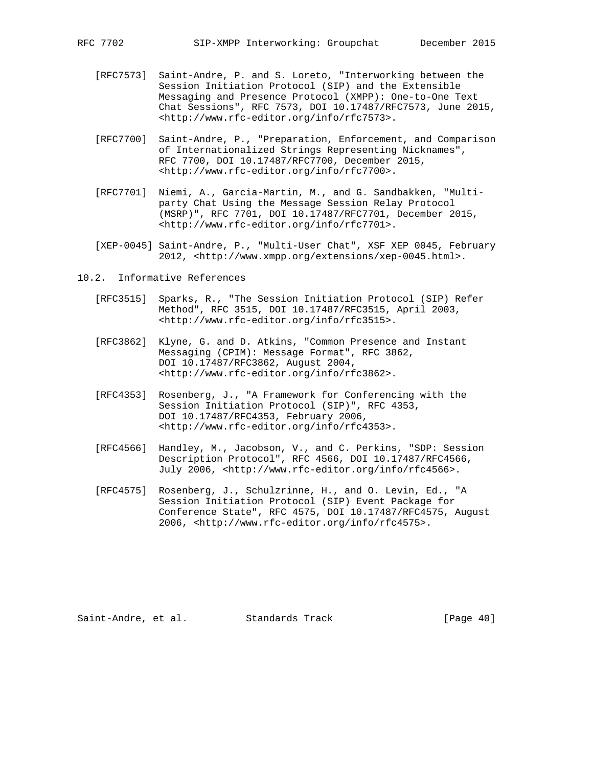[RFC7573] Saint-Andre, P. and S. Loreto, "Interworking between the Session Initiation Protocol (SIP) and the Extensible Messaging and Presence Protocol (XMPP): One-to-One Text Chat Sessions", RFC 7573, DOI 10.17487/RFC7573, June 2015, <http://www.rfc-editor.org/info/rfc7573>.

[RFC7700] Saint-Andre, P., "Preparation, Enforcement, and Comparison of Internationalized Strings Representing Nicknames", RFC 7700, DOI 10.17487/RFC7700, December 2015, <http://www.rfc-editor.org/info/rfc7700>.

[RFC7701] Niemi, A., Garcia-Martin, M., and G. Sandbakken, "Multi-party Chat Using the Message Session Relay Protocol (MSRP)", RFC 7701, DOI 10.17487/RFC7701, December 2015, <http://www.rfc-editor.org/info/rfc7701>.

[XEP-0045] Saint-Andre, P., "Multi-User Chat", XSF XEP 0045, February 2012, <http://www.xmpp.org/extensions/xep-0045.html>.

## 10.2. Informative References

[RFC3515] Sparks, R., "The Session Initiation Protocol (SIP) Refer Method", RFC 3515, DOI 10.17487/RFC3515, April 2003, <http://www.rfc-editor.org/info/rfc3515>.

[RFC3862] Klyne, G. and D. Atkins, "Common Presence and Instant Messaging (CPIM): Message Format", RFC 3862, DOI 10.17487/RFC3862, August 2004, <http://www.rfc-editor.org/info/rfc3862>.

[RFC4353] Rosenberg, J., "A Framework for Conferencing with the Session Initiation Protocol (SIP)", RFC 4353, DOI 10.17487/RFC4353, February 2006, <http://www.rfc-editor.org/info/rfc4353>.

[RFC4566] Handley, M., Jacobson, V., and C. Perkins, "SDP: Session Description Protocol", RFC 4566, DOI 10.17487/RFC4566, July 2006, <http://www.rfc-editor.org/info/rfc4566>.

[RFC4575] Rosenberg, J., Schulzrinne, H., and O. Levin, Ed., "A Session Initiation Protocol (SIP) Event Package for Conference State", RFC 4575, DOI 10.17487/RFC4575, August 2006, <http://www.rfc-editor.org/info/rfc4575>.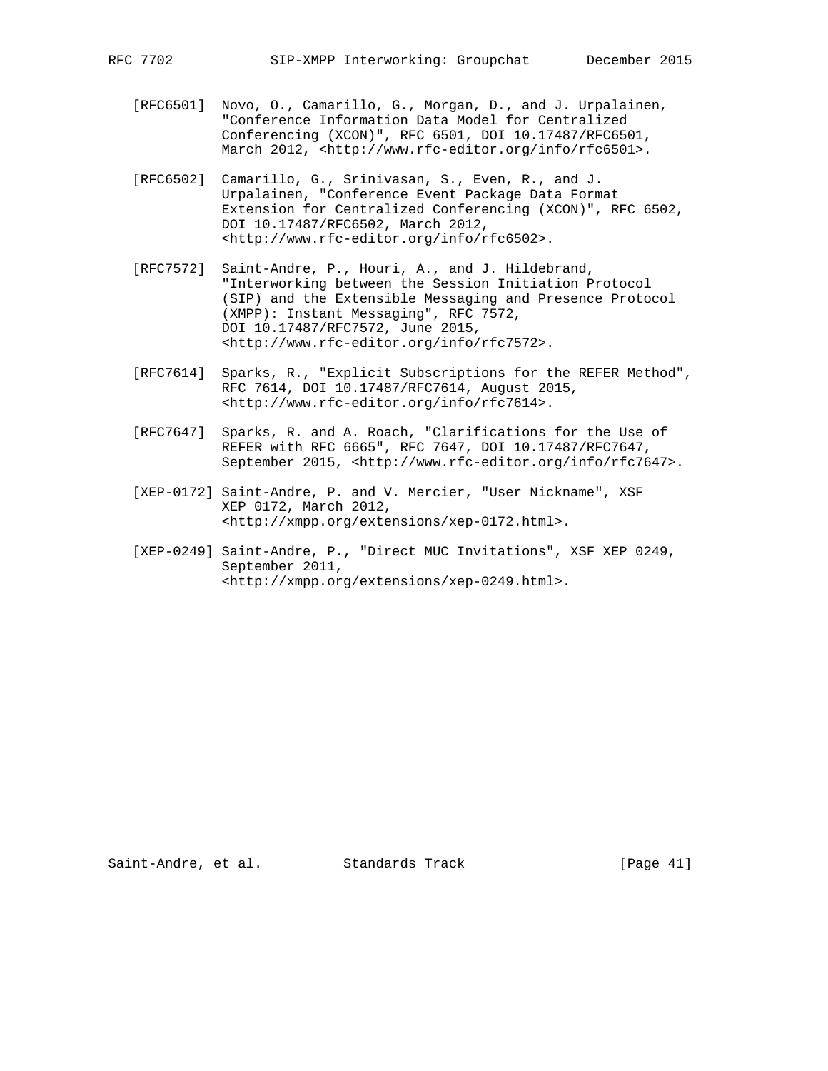[RFC6501] Novo, O., Camarillo, G., Morgan, D., and J. Urpalainen, "Conference Information Data Model for Centralized Conferencing (XCON)", RFC 6501, DOI 10.17487/RFC6501, March 2012, <http://www.rfc-editor.org/info/rfc6501>.

[RFC6502] Camarillo, G., Srinivasan, S., Even, R., and J. Urpalainen, "Conference Event Package Data Format Extension for Centralized Conferencing (XCON)", RFC 6502, DOI 10.17487/RFC6502, March 2012, <http://www.rfc-editor.org/info/rfc6502>.

[RFC7572] Saint-Andre, P., Houri, A., and J. Hildebrand, "Interworking between the Session Initiation Protocol (SIP) and the Extensible Messaging and Presence Protocol (XMPP): Instant Messaging", RFC 7572, DOI 10.17487/RFC7572, June 2015, <http://www.rfc-editor.org/info/rfc7572>.

[RFC7614] Sparks, R., "Explicit Subscriptions for the REFER Method", RFC 7614, DOI 10.17487/RFC7614, August 2015, <http://www.rfc-editor.org/info/rfc7614>.

[RFC7647] Sparks, R. and A. Roach, "Clarifications for the Use of REFER with RFC 6665", RFC 7647, DOI 10.17487/RFC7647, September 2015, <http://www.rfc-editor.org/info/rfc7647>.

[XEP-0172] Saint-Andre, P. and V. Mercier, "User Nickname", XSF XEP 0172, March 2012, <http://xmpp.org/extensions/xep-0172.html>.

[XEP-0249] Saint-Andre, P., "Direct MUC Invitations", XSF XEP 0249, September 2011, <http://xmpp.org/extensions/xep-0249.html>.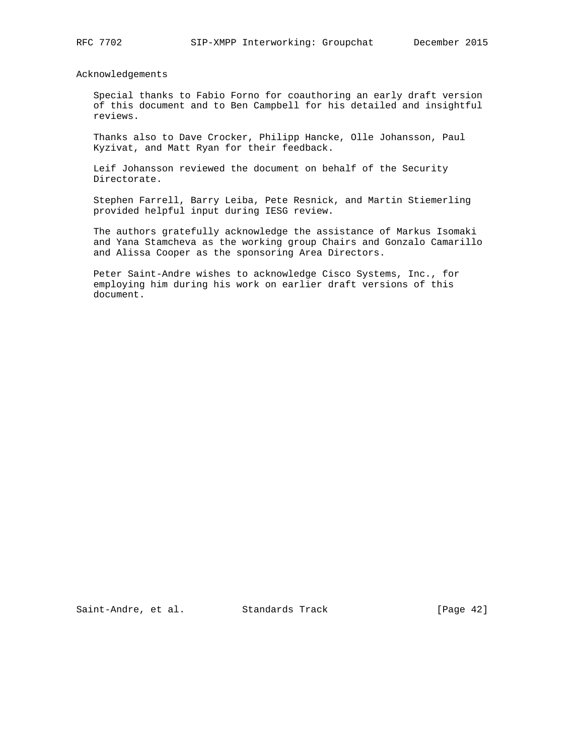## Acknowledgements

Special thanks to Fabio Forno for coauthoring an early draft version of this document and to Ben Campbell for his detailed and insightful reviews.

Thanks also to Dave Crocker, Philipp Hancke, Olle Johansson, Paul Kyzivat, and Matt Ryan for their feedback.

Leif Johansson reviewed the document on behalf of the Security Directorate.

Stephen Farrell, Barry Leiba, Pete Resnick, and Martin Stiemerling provided helpful input during IESG review.

The authors gratefully acknowledge the assistance of Markus Isomaki and Yana Stamcheva as the working group Chairs and Gonzalo Camarillo and Alissa Cooper as the sponsoring Area Directors.

Peter Saint-Andre wishes to acknowledge Cisco Systems, Inc., for employing him during his work on earlier draft versions of this document.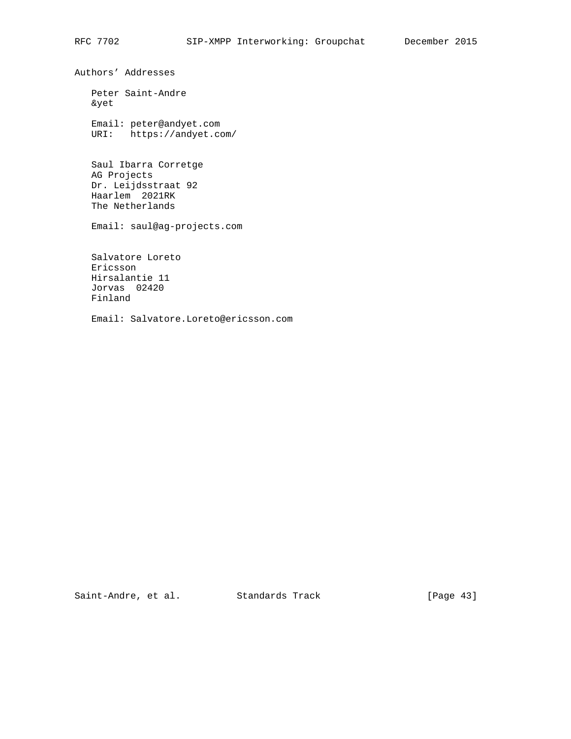# Authors' Addresses

Peter Saint-Andre
&yet

Email: peter@andyet.com
URI: https://andyet.com/

Saul Ibarra Corretge
AG Projects
Dr. Leijdsstraat 92
Haarlem 2021RK
The Netherlands

Email: saul@ag-projects.com

Salvatore Loreto
Ericsson
Hirsalantie 11
Jorvas 02420
Finland

Email: Salvatore.Loreto@ericsson.com